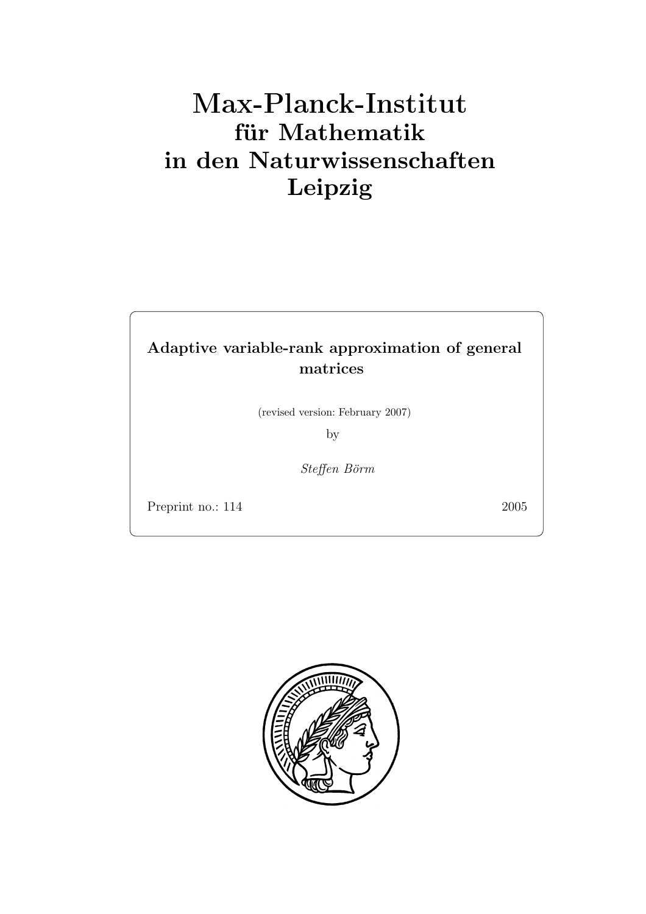# Max-Planck-Institut
## für Mathematik
## in den Naturwissenschaften
## Leipzig

**Adaptive variable-rank approximation of general matrices**

(revised version: February 2007)

by

*Steffen Börm*

Preprint no.: 114 2005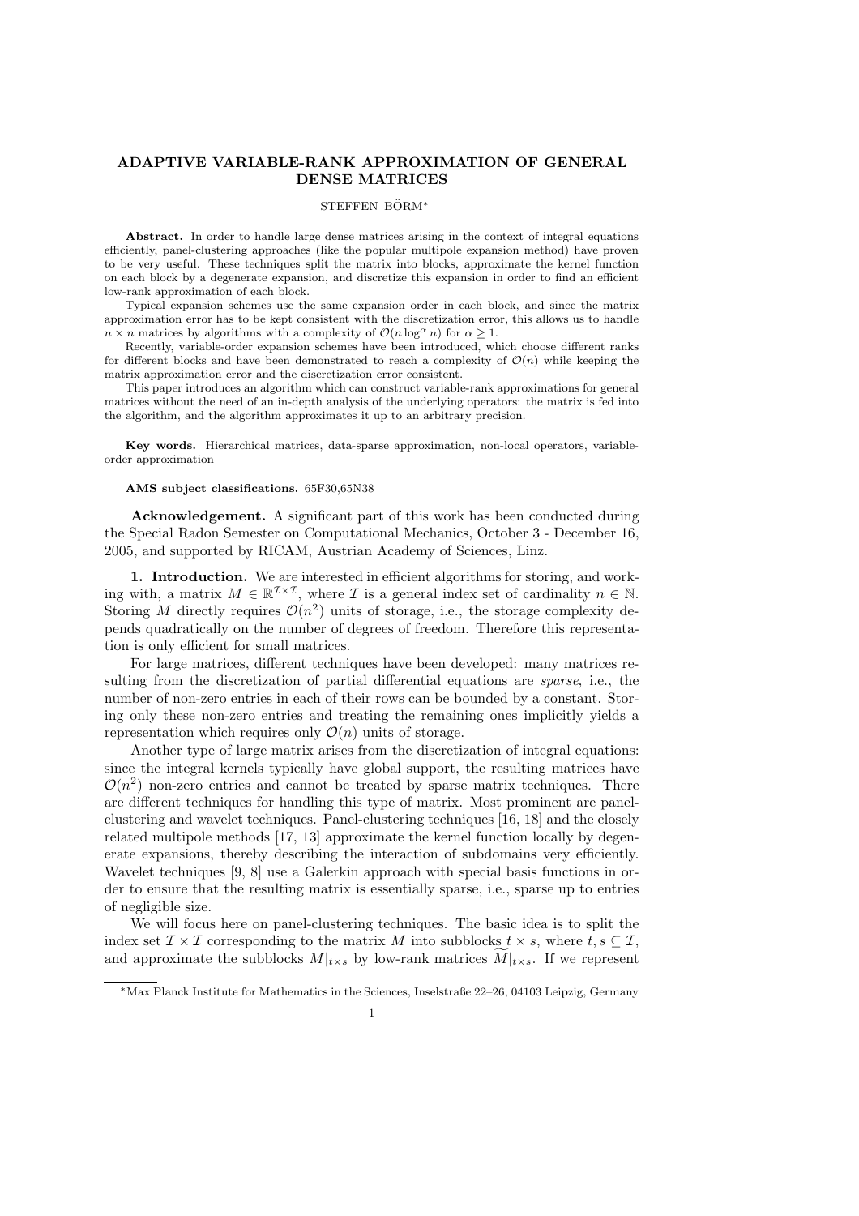# ADAPTIVE VARIABLE-RANK APPROXIMATION OF GENERAL DENSE MATRICES

STEFFEN BÖRM*

**Abstract.** In order to handle large dense matrices arising in the context of integral equations efficiently, panel-clustering approaches (like the popular multipole expansion method) have proven to be very useful. These techniques split the matrix into blocks, approximate the kernel function on each block by a degenerate expansion, and discretize this expansion in order to find an efficient low-rank approximation of each block.

Typical expansion schemes use the same expansion order in each block, and since the matrix approximation error has to be kept consistent with the discretization error, this allows us to handle $n \times n$ matrices by algorithms with a complexity of $\mathcal{O}(n \log^{\alpha} n)$ for $\alpha \geq 1$.

Recently, variable-order expansion schemes have been introduced, which choose different ranks for different blocks and have been demonstrated to reach a complexity of $\mathcal{O}(n)$ while keeping the matrix approximation error and the discretization error consistent.

This paper introduces an algorithm which can construct variable-rank approximations for general matrices without the need of an in-depth analysis of the underlying operators: the matrix is fed into the algorithm, and the algorithm approximates it up to an arbitrary precision.

**Key words.** Hierarchical matrices, data-sparse approximation, non-local operators, variable-order approximation

**AMS subject classifications.** 65F30,65N38

**Acknowledgement.** A significant part of this work has been conducted during the Special Radon Semester on Computational Mechanics, October 3 - December 16, 2005, and supported by RICAM, Austrian Academy of Sciences, Linz.

## 1. Introduction.

We are interested in efficient algorithms for storing, and working with, a matrix $M \in \mathbb{R}^{\mathcal{I} \times \mathcal{I}}$, where $\mathcal{I}$ is a general index set of cardinality $n \in \mathbb{N}$. Storing $M$ directly requires $\mathcal{O}(n^2)$ units of storage, i.e., the storage complexity depends quadratically on the number of degrees of freedom. Therefore this representation is only efficient for small matrices.

For large matrices, different techniques have been developed: many matrices resulting from the discretization of partial differential equations are *sparse*, i.e., the number of non-zero entries in each of their rows can be bounded by a constant. Storing only these non-zero entries and treating the remaining ones implicitly yields a representation which requires only $\mathcal{O}(n)$ units of storage.

Another type of large matrix arises from the discretization of integral equations: since the integral kernels typically have global support, the resulting matrices have $\mathcal{O}(n^2)$ non-zero entries and cannot be treated by sparse matrix techniques. There are different techniques for handling this type of matrix. Most prominent are panel-clustering and wavelet techniques. Panel-clustering techniques [16, 18] and the closely related multipole methods [17, 13] approximate the kernel function locally by degenerate expansions, thereby describing the interaction of subdomains very efficiently. Wavelet techniques [9, 8] use a Galerkin approach with special basis functions in order to ensure that the resulting matrix is essentially sparse, i.e., sparse up to entries of negligible size.

We will focus here on panel-clustering techniques. The basic idea is to split the index set $\mathcal{I} \times \mathcal{I}$ corresponding to the matrix $M$ into subblocks $t \times s$, where $t, s \subseteq \mathcal{I}$, and approximate the subblocks $M|_{t \times s}$ by low-rank matrices $\widetilde{M}|_{t \times s}$. If we represent

*Max Planck Institute for Mathematics in the Sciences, Inselstraße 22–26, 04103 Leipzig, Germany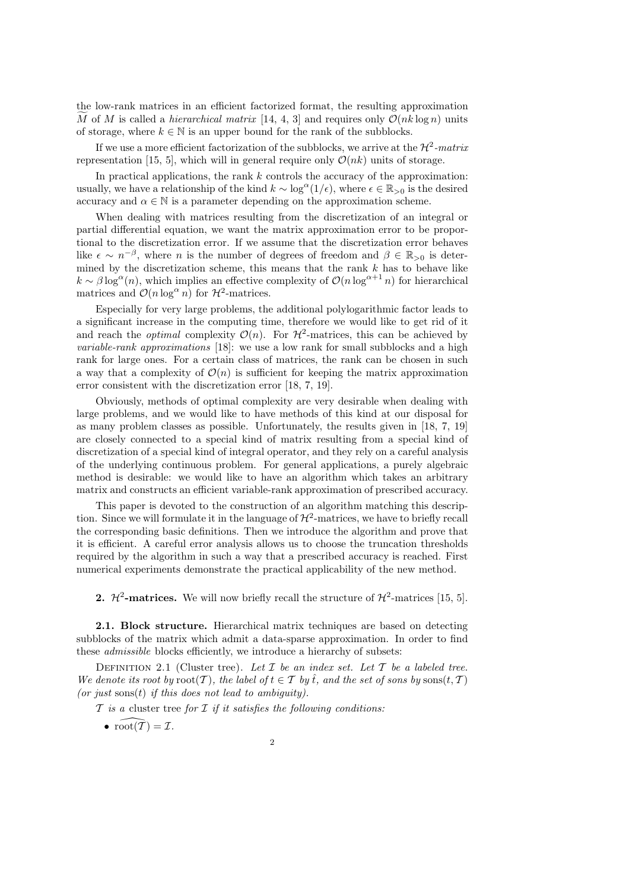the low-rank matrices in an efficient factorized format, the resulting approximation $\widetilde{M}$ of $M$ is called a *hierarchical matrix* [14, 4, 3] and requires only $\mathcal{O}(nk \log n)$ units of storage, where $k \in \mathbb{N}$ is an upper bound for the rank of the subblocks.

If we use a more efficient factorization of the subblocks, we arrive at the $\mathcal{H}^2$*-matrix* representation [15, 5], which will in general require only $\mathcal{O}(nk)$ units of storage.

In practical applications, the rank $k$ controls the accuracy of the approximation: usually, we have a relationship of the kind $k \sim \log^\alpha(1/\epsilon)$, where $\epsilon \in \mathbb{R}_{>0}$ is the desired accuracy and $\alpha \in \mathbb{N}$ is a parameter depending on the approximation scheme.

When dealing with matrices resulting from the discretization of an integral or partial differential equation, we want the matrix approximation error to be proportional to the discretization error. If we assume that the discretization error behaves like $\epsilon \sim n^{-\beta}$, where $n$ is the number of degrees of freedom and $\beta \in \mathbb{R}_{>0}$ is determined by the discretization scheme, this means that the rank $k$ has to behave like $k \sim \beta \log^\alpha(n)$, which implies an effective complexity of $\mathcal{O}(n \log^{\alpha+1} n)$ for hierarchical matrices and $\mathcal{O}(n \log^\alpha n)$ for $\mathcal{H}^2$-matrices.

Especially for very large problems, the additional polylogarithmic factor leads to a significant increase in the computing time, therefore we would like to get rid of it and reach the *optimal* complexity $\mathcal{O}(n)$. For $\mathcal{H}^2$-matrices, this can be achieved by *variable-rank approximations* [18]: we use a low rank for small subblocks and a high rank for large ones. For a certain class of matrices, the rank can be chosen in such a way that a complexity of $\mathcal{O}(n)$ is sufficient for keeping the matrix approximation error consistent with the discretization error [18, 7, 19].

Obviously, methods of optimal complexity are very desirable when dealing with large problems, and we would like to have methods of this kind at our disposal for as many problem classes as possible. Unfortunately, the results given in [18, 7, 19] are closely connected to a special kind of matrix resulting from a special kind of discretization of a special kind of integral operator, and they rely on a careful analysis of the underlying continuous problem. For general applications, a purely algebraic method is desirable: we would like to have an algorithm which takes an arbitrary matrix and constructs an efficient variable-rank approximation of prescribed accuracy.

This paper is devoted to the construction of an algorithm matching this description. Since we will formulate it in the language of $\mathcal{H}^2$-matrices, we have to briefly recall the corresponding basic definitions. Then we introduce the algorithm and prove that it is efficient. A careful error analysis allows us to choose the truncation thresholds required by the algorithm in such a way that a prescribed accuracy is reached. First numerical experiments demonstrate the practical applicability of the new method.

## 2. $\mathcal{H}^2$-matrices.

We will now briefly recall the structure of $\mathcal{H}^2$-matrices [15, 5].

### 2.1. Block structure.

Hierarchical matrix techniques are based on detecting subblocks of the matrix which admit a data-sparse approximation. In order to find these *admissible* blocks efficiently, we introduce a hierarchy of subsets:

DEFINITION 2.1 (Cluster tree). *Let $\mathcal{I}$ be an index set. Let $\mathcal{T}$ be a labeled tree. We denote its root by $\operatorname{root}(\mathcal{T})$, the label of $t \in \mathcal{T}$ by $\hat{t}$, and the set of sons by $\operatorname{sons}(t, \mathcal{T})$ (or just $\operatorname{sons}(t)$ if this does not lead to ambiguity).*

*$\mathcal{T}$ is a* cluster tree *for $\mathcal{I}$ if it satisfies the following conditions:*

- $\widehat{\operatorname{root}(\mathcal{T})} = \mathcal{I}$.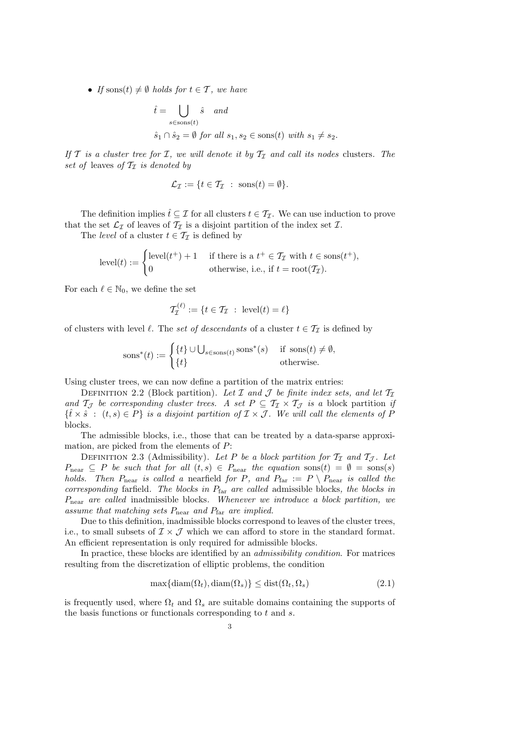- *If* $\operatorname{sons}(t) \neq \emptyset$ *holds for* $t \in \mathcal{T}$*, we have*

$$\hat{t} = \bigcup_{s \in \operatorname{sons}(t)} \hat{s} \quad \text{and}$$

$$\hat{s}_1 \cap \hat{s}_2 = \emptyset \text{ for all } s_1, s_2 \in \operatorname{sons}(t) \text{ with } s_1 \neq s_2.$$

*If* $\mathcal{T}$ *is a cluster tree for* $\mathcal{I}$*, we will denote it by* $\mathcal{T}_{\mathcal{I}}$ *and call its nodes* clusters*. The set of* leaves *of* $\mathcal{T}_{\mathcal{I}}$ *is denoted by*

$$\mathcal{L}_{\mathcal{I}} := \{t \in \mathcal{T}_{\mathcal{I}} \ : \ \operatorname{sons}(t) = \emptyset\}.$$

The definition implies $\hat{t} \subseteq \mathcal{I}$ for all clusters $t \in \mathcal{T}_{\mathcal{I}}$. We can use induction to prove that the set $\mathcal{L}_{\mathcal{I}}$ of leaves of $\mathcal{T}_{\mathcal{I}}$ is a disjoint partition of the index set $\mathcal{I}$.

The *level* of a cluster $t \in \mathcal{T}_{\mathcal{I}}$ is defined by

$$\operatorname{level}(t) := \begin{cases} \operatorname{level}(t^+) + 1 & \text{if there is a } t^+ \in \mathcal{T}_{\mathcal{I}} \text{ with } t \in \operatorname{sons}(t^+), \\ 0 & \text{otherwise, i.e., if } t = \operatorname{root}(\mathcal{T}_{\mathcal{I}}). \end{cases}$$

For each $\ell \in \mathbb{N}_0$, we define the set

$$\mathcal{T}_{\mathcal{I}}^{(\ell)} := \{t \in \mathcal{T}_{\mathcal{I}} \ : \ \operatorname{level}(t) = \ell\}$$

of clusters with level $\ell$. The *set of descendants* of a cluster $t \in \mathcal{T}_{\mathcal{I}}$ is defined by

$$\operatorname{sons}^*(t) := \begin{cases} \{t\} \cup \bigcup_{s \in \operatorname{sons}(t)} \operatorname{sons}^*(s) & \text{if } \operatorname{sons}(t) \neq \emptyset, \\ \{t\} & \text{otherwise.} \end{cases}$$

Using cluster trees, we can now define a partition of the matrix entries:

Definition 2.2 (Block partition). *Let* $\mathcal{I}$ *and* $\mathcal{J}$ *be finite index sets, and let* $\mathcal{T}_{\mathcal{I}}$ *and* $\mathcal{T}_{\mathcal{J}}$ *be corresponding cluster trees. A set* $P \subseteq \mathcal{T}_{\mathcal{I}} \times \mathcal{T}_{\mathcal{J}}$ *is a* block partition *if* $\{\hat{t} \times \hat{s} \ : \ (t, s) \in P\}$ *is a disjoint partition of* $\mathcal{I} \times \mathcal{J}$*. We will call the elements of* $P$ blocks*.*

The admissible blocks, i.e., those that can be treated by a data-sparse approximation, are picked from the elements of $P$:

Definition 2.3 (Admissibility). *Let* $P$ *be a block partition for* $\mathcal{T}_{\mathcal{I}}$ *and* $\mathcal{T}_{\mathcal{J}}$*. Let* $P_{\text{near}} \subseteq P$ *be such that for all* $(t, s) \in P_{\text{near}}$ *the equation* $\operatorname{sons}(t) = \emptyset = \operatorname{sons}(s)$ *holds. Then* $P_{\text{near}}$ *is called a* nearfield *for* $P$*, and* $P_{\text{far}} := P \setminus P_{\text{near}}$ *is called the corresponding* farfield*. The blocks in* $P_{\text{far}}$ *are called* admissible blocks*, the blocks in* $P_{\text{near}}$ *are called* inadmissible blocks*. Whenever we introduce a block partition, we assume that matching sets* $P_{\text{near}}$ *and* $P_{\text{far}}$ *are implied.*

Due to this definition, inadmissible blocks correspond to leaves of the cluster trees, i.e., to small subsets of $\mathcal{I} \times \mathcal{J}$ which we can afford to store in the standard format. An efficient representation is only required for admissible blocks.

In practice, these blocks are identified by an *admissibility condition*. For matrices resulting from the discretization of elliptic problems, the condition

$$\max\{\operatorname{diam}(\Omega_t), \operatorname{diam}(\Omega_s)\} \leq \operatorname{dist}(\Omega_t, \Omega_s) \tag{2.1}$$

is frequently used, where $\Omega_t$ and $\Omega_s$ are suitable domains containing the supports of the basis functions or functionals corresponding to $t$ and $s$.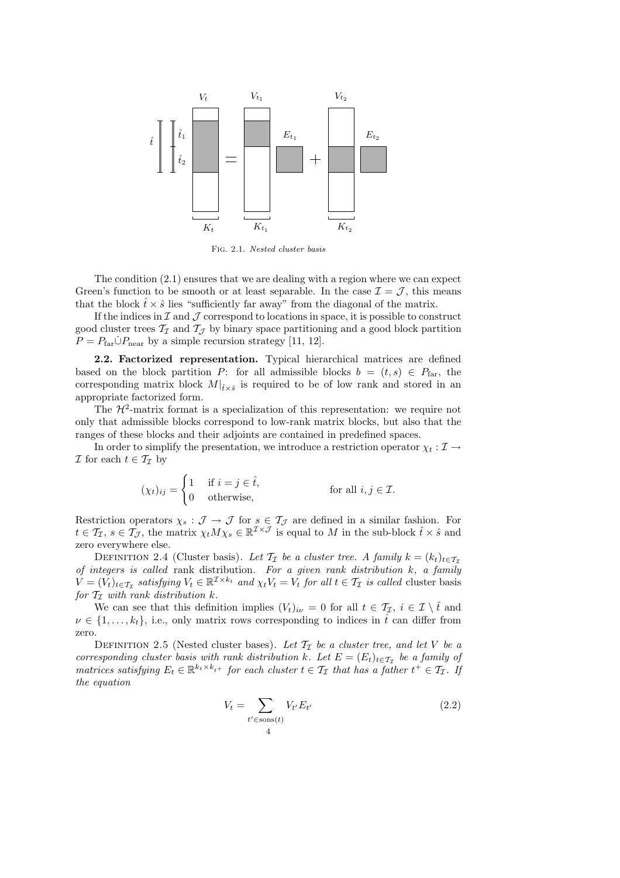$V_t$ $V_{t_1}$ $V_{t_2}$

$\hat{t}$ $\hat{t}_1$ $\hat{t}_2$ $=$ $E_{t_1}$ $+$ $E_{t_2}$

$K_t$ $K_{t_1}$ $K_{t_2}$

Fig. 2.1. *Nested cluster basis*

The condition (2.1) ensures that we are dealing with a region where we can expect Green's function to be smooth or at least separable. In the case $\mathcal{I} = \mathcal{J}$, this means that the block $\hat{t} \times \hat{s}$ lies "sufficiently far away" from the diagonal of the matrix.

If the indices in $\mathcal{I}$ and $\mathcal{J}$ correspond to locations in space, it is possible to construct good cluster trees $\mathcal{T}_\mathcal{I}$ and $\mathcal{T}_\mathcal{J}$ by binary space partitioning and a good block partition $P = P_{\text{far}} \dot{\cup} P_{\text{near}}$ by a simple recursion strategy [11, 12].

**2.2. Factorized representation.** Typical hierarchical matrices are defined based on the block partition $P$: for all admissible blocks $b = (t, s) \in P_{\text{far}}$, the corresponding matrix block $M|_{\hat{t}\times\hat{s}}$ is required to be of low rank and stored in an appropriate factorized form.

The $\mathcal{H}^2$-matrix format is a specialization of this representation: we require not only that admissible blocks correspond to low-rank matrix blocks, but also that the ranges of these blocks and their adjoints are contained in predefined spaces.

In order to simplify the presentation, we introduce a restriction operator $\chi_t : \mathcal{I} \to \mathcal{I}$ for each $t \in \mathcal{T}_\mathcal{I}$ by

$$(\chi_t)_{ij} = \begin{cases} 1 & \text{if } i = j \in \hat{t}, \\ 0 & \text{otherwise}, \end{cases} \qquad \text{for all } i, j \in \mathcal{I}.$$

Restriction operators $\chi_s : \mathcal{J} \to \mathcal{J}$ for $s \in \mathcal{T}_\mathcal{J}$ are defined in a similar fashion. For $t \in \mathcal{T}_\mathcal{I}$, $s \in \mathcal{T}_\mathcal{J}$, the matrix $\chi_t M \chi_s \in \mathbb{R}^{\mathcal{I}\times\mathcal{J}}$ is equal to $M$ in the sub-block $\hat{t} \times \hat{s}$ and zero everywhere else.

Definition 2.4 (Cluster basis). *Let $\mathcal{T}_\mathcal{I}$ be a cluster tree. A family $k = (k_t)_{t\in\mathcal{T}_\mathcal{I}}$ of integers is called* rank distribution. *For a given rank distribution $k$, a family $V = (V_t)_{t\in\mathcal{T}_\mathcal{I}}$ satisfying $V_t \in \mathbb{R}^{\mathcal{I}\times k_t}$ and $\chi_t V_t = V_t$ for all $t \in \mathcal{T}_\mathcal{I}$ is called* cluster basis *for $\mathcal{T}_\mathcal{I}$ with rank distribution $k$.*

We can see that this definition implies $(V_t)_{i\nu} = 0$ for all $t \in \mathcal{T}_\mathcal{I}$, $i \in \mathcal{I} \setminus \hat{t}$ and $\nu \in \{1, \ldots, k_t\}$, i.e., only matrix rows corresponding to indices in $\hat{t}$ can differ from zero.

Definition 2.5 (Nested cluster bases). *Let $\mathcal{T}_\mathcal{I}$ be a cluster tree, and let $V$ be a corresponding cluster basis with rank distribution $k$. Let $E = (E_t)_{t\in\mathcal{T}_\mathcal{I}}$ be a family of matrices satisfying $E_t \in \mathbb{R}^{k_t\times k_{t^+}}$ for each cluster $t \in \mathcal{T}_\mathcal{I}$ that has a father $t^+ \in \mathcal{T}_\mathcal{I}$. If the equation*

$$V_t = \sum_{t'\in\text{sons}(t)} V_{t'} E_{t'} \tag{2.2}$$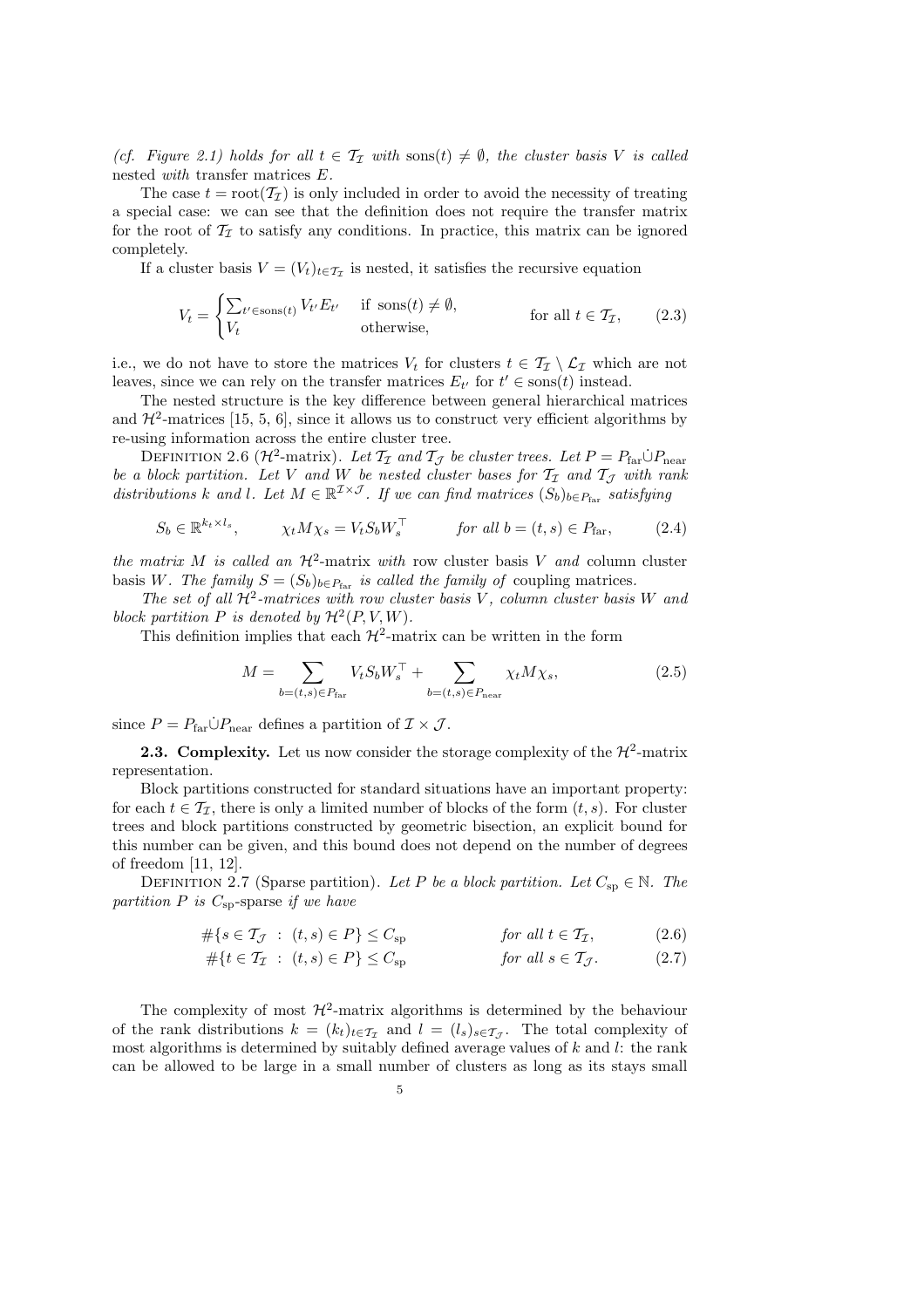(cf. Figure 2.1) holds for all $t \in \mathcal{T}_\mathcal{I}$ with $\operatorname{sons}(t) \neq \emptyset$, the cluster basis $V$ is called *nested with* transfer matrices $E$.

The case $t = \operatorname{root}(\mathcal{T}_\mathcal{I})$ is only included in order to avoid the necessity of treating a special case: we can see that the definition does not require the transfer matrix for the root of $\mathcal{T}_\mathcal{I}$ to satisfy any conditions. In practice, this matrix can be ignored completely.

If a cluster basis $V = (V_t)_{t \in \mathcal{T}_\mathcal{I}}$ is nested, it satisfies the recursive equation

$$V_t = \begin{cases} \sum_{t' \in \operatorname{sons}(t)} V_{t'} E_{t'} & \text{if } \operatorname{sons}(t) \neq \emptyset, \\ V_t & \text{otherwise,} \end{cases} \qquad \text{for all } t \in \mathcal{T}_\mathcal{I}, \tag{2.3}$$

i.e., we do not have to store the matrices $V_t$ for clusters $t \in \mathcal{T}_\mathcal{I} \setminus \mathcal{L}_\mathcal{I}$ which are not leaves, since we can rely on the transfer matrices $E_{t'}$ for $t' \in \operatorname{sons}(t)$ instead.

The nested structure is the key difference between general hierarchical matrices and $\mathcal{H}^2$-matrices [15, 5, 6], since it allows us to construct very efficient algorithms by re-using information across the entire cluster tree.

Definition 2.6 ($\mathcal{H}^2$-matrix). *Let $\mathcal{T}_\mathcal{I}$ and $\mathcal{T}_\mathcal{J}$ be cluster trees. Let $P = P_{\text{far}} \dot\cup P_{\text{near}}$ be a block partition. Let $V$ and $W$ be nested cluster bases for $\mathcal{T}_\mathcal{I}$ and $\mathcal{T}_\mathcal{J}$ with rank distributions $k$ and $l$. Let $M \in \mathbb{R}^{\mathcal{I} \times \mathcal{J}}$. If we can find matrices $(S_b)_{b \in P_{\text{far}}}$ satisfying*

$$S_b \in \mathbb{R}^{k_t \times l_s}, \qquad \chi_t M \chi_s = V_t S_b W_s^\top \qquad \text{for all } b = (t,s) \in P_{\text{far}}, \tag{2.4}$$

*the matrix $M$ is called an $\mathcal{H}^2$-matrix with* row cluster basis *$V$ and* column cluster basis *$W$. The family $S = (S_b)_{b \in P_{\text{far}}}$ is called the family of* coupling matrices.

*The set of all $\mathcal{H}^2$-matrices with row cluster basis $V$, column cluster basis $W$ and block partition $P$ is denoted by $\mathcal{H}^2(P, V, W)$.*

This definition implies that each $\mathcal{H}^2$-matrix can be written in the form

$$M = \sum_{b=(t,s) \in P_{\text{far}}} V_t S_b W_s^\top + \sum_{b=(t,s) \in P_{\text{near}}} \chi_t M \chi_s, \tag{2.5}$$

since $P = P_{\text{far}} \dot\cup P_{\text{near}}$ defines a partition of $\mathcal{I} \times \mathcal{J}$.

**2.3. Complexity.** Let us now consider the storage complexity of the $\mathcal{H}^2$-matrix representation.

Block partitions constructed for standard situations have an important property: for each $t \in \mathcal{T}_\mathcal{I}$, there is only a limited number of blocks of the form $(t, s)$. For cluster trees and block partitions constructed by geometric bisection, an explicit bound for this number can be given, and this bound does not depend on the number of degrees of freedom [11, 12].

Definition 2.7 (Sparse partition). *Let $P$ be a block partition. Let $C_{\text{sp}} \in \mathbb{N}$. The partition $P$ is* $C_{\text{sp}}$-sparse *if we have*

$$\#\{s \in \mathcal{T}_\mathcal{J} \;:\; (t,s) \in P\} \leq C_{\text{sp}} \qquad \text{for all } t \in \mathcal{T}_\mathcal{I}, \tag{2.6}$$

$$\#\{t \in \mathcal{T}_\mathcal{I} \;:\; (t,s) \in P\} \leq C_{\text{sp}} \qquad \text{for all } s \in \mathcal{T}_\mathcal{J}. \tag{2.7}$$

The complexity of most $\mathcal{H}^2$-matrix algorithms is determined by the behaviour of the rank distributions $k = (k_t)_{t \in \mathcal{T}_\mathcal{I}}$ and $l = (l_s)_{s \in \mathcal{T}_\mathcal{J}}$. The total complexity of most algorithms is determined by suitably defined average values of $k$ and $l$: the rank can be allowed to be large in a small number of clusters as long as its stays small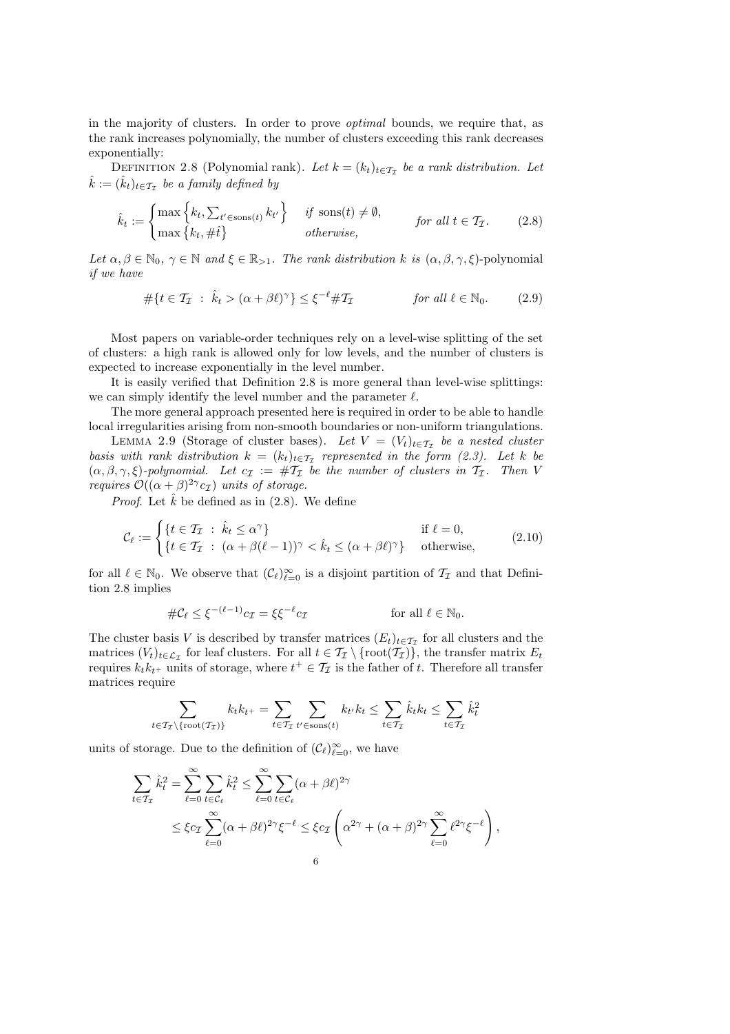in the majority of clusters. In order to prove *optimal* bounds, we require that, as the rank increases polynomially, the number of clusters exceeding this rank decreases exponentially:

Definition 2.8 (Polynomial rank). *Let $k = (k_t)_{t\in\mathcal{T}_\mathcal{I}}$ be a rank distribution. Let $\hat{k} := (\hat{k}_t)_{t\in\mathcal{T}_\mathcal{I}}$ be a family defined by*

$$\hat{k}_t := \begin{cases} \max\left\{k_t, \sum_{t'\in\operatorname{sons}(t)} k_{t'}\right\} & \text{if } \operatorname{sons}(t) \neq \emptyset, \\ \max\left\{k_t, \#\hat{t}\right\} & \text{otherwise,} \end{cases} \qquad \text{for all } t \in \mathcal{T}_\mathcal{I}. \tag{2.8}$$

*Let $\alpha, \beta \in \mathbb{N}_0$, $\gamma \in \mathbb{N}$ and $\xi \in \mathbb{R}_{>1}$. The rank distribution $k$ is $(\alpha, \beta, \gamma, \xi)$-polynomial if we have*

$$\#\{t \in \mathcal{T}_\mathcal{I} \ : \ \hat{k}_t > (\alpha + \beta\ell)^\gamma\} \leq \xi^{-\ell}\#\mathcal{T}_\mathcal{I} \qquad \text{for all } \ell \in \mathbb{N}_0. \tag{2.9}$$

Most papers on variable-order techniques rely on a level-wise splitting of the set of clusters: a high rank is allowed only for low levels, and the number of clusters is expected to increase exponentially in the level number.

It is easily verified that Definition 2.8 is more general than level-wise splittings: we can simply identify the level number and the parameter $\ell$.

The more general approach presented here is required in order to be able to handle local irregularities arising from non-smooth boundaries or non-uniform triangulations.

Lemma 2.9 (Storage of cluster bases). *Let $V = (V_t)_{t\in\mathcal{T}_\mathcal{I}}$ be a nested cluster basis with rank distribution $k = (k_t)_{t\in\mathcal{T}_\mathcal{I}}$ represented in the form (2.3). Let $k$ be $(\alpha, \beta, \gamma, \xi)$-polynomial. Let $c_\mathcal{I} := \#\mathcal{T}_\mathcal{I}$ be the number of clusters in $\mathcal{T}_\mathcal{I}$. Then $V$ requires $\mathcal{O}((\alpha + \beta)^{2\gamma} c_\mathcal{I})$ units of storage.*

*Proof*. Let $\hat{k}$ be defined as in (2.8). We define

$$\mathcal{C}_\ell := \begin{cases} \{t \in \mathcal{T}_\mathcal{I} \ : \ \hat{k}_t \leq \alpha^\gamma\} & \text{if } \ell = 0, \\ \{t \in \mathcal{T}_\mathcal{I} \ : \ (\alpha + \beta(\ell-1))^\gamma < \hat{k}_t \leq (\alpha + \beta\ell)^\gamma\} & \text{otherwise,} \end{cases} \tag{2.10}$$

for all $\ell \in \mathbb{N}_0$. We observe that $(\mathcal{C}_\ell)_{\ell=0}^\infty$ is a disjoint partition of $\mathcal{T}_\mathcal{I}$ and that Definition 2.8 implies

$$\#\mathcal{C}_\ell \leq \xi^{-(\ell-1)} c_\mathcal{I} = \xi\xi^{-\ell} c_\mathcal{I} \qquad \text{for all } \ell \in \mathbb{N}_0.$$

The cluster basis $V$ is described by transfer matrices $(E_t)_{t\in\mathcal{T}_\mathcal{I}}$ for all clusters and the matrices $(V_t)_{t\in\mathcal{L}_\mathcal{I}}$ for leaf clusters. For all $t \in \mathcal{T}_\mathcal{I} \setminus \{\operatorname{root}(\mathcal{T}_\mathcal{I})\}$, the transfer matrix $E_t$ requires $k_t k_{t^+}$ units of storage, where $t^+ \in \mathcal{T}_\mathcal{I}$ is the father of $t$. Therefore all transfer matrices require

$$\sum_{t\in\mathcal{T}_\mathcal{I}\setminus\{\operatorname{root}(\mathcal{T}_\mathcal{I})\}} k_t k_{t^+} = \sum_{t\in\mathcal{T}_\mathcal{I}} \sum_{t'\in\operatorname{sons}(t)} k_{t'} k_t \leq \sum_{t\in\mathcal{T}_\mathcal{I}} \hat{k}_t k_t \leq \sum_{t\in\mathcal{T}_\mathcal{I}} \hat{k}_t^2$$

units of storage. Due to the definition of $(\mathcal{C}_\ell)_{\ell=0}^\infty$, we have

$$\begin{aligned} \sum_{t\in\mathcal{T}_\mathcal{I}} \hat{k}_t^2 &= \sum_{\ell=0}^\infty \sum_{t\in\mathcal{C}_\ell} \hat{k}_t^2 \leq \sum_{\ell=0}^\infty \sum_{t\in\mathcal{C}_\ell} (\alpha + \beta\ell)^{2\gamma} \\ &\leq \xi c_\mathcal{I} \sum_{\ell=0}^\infty (\alpha + \beta\ell)^{2\gamma} \xi^{-\ell} \leq \xi c_\mathcal{I} \left( \alpha^{2\gamma} + (\alpha + \beta)^{2\gamma} \sum_{\ell=0}^\infty \ell^{2\gamma} \xi^{-\ell} \right), \end{aligned}$$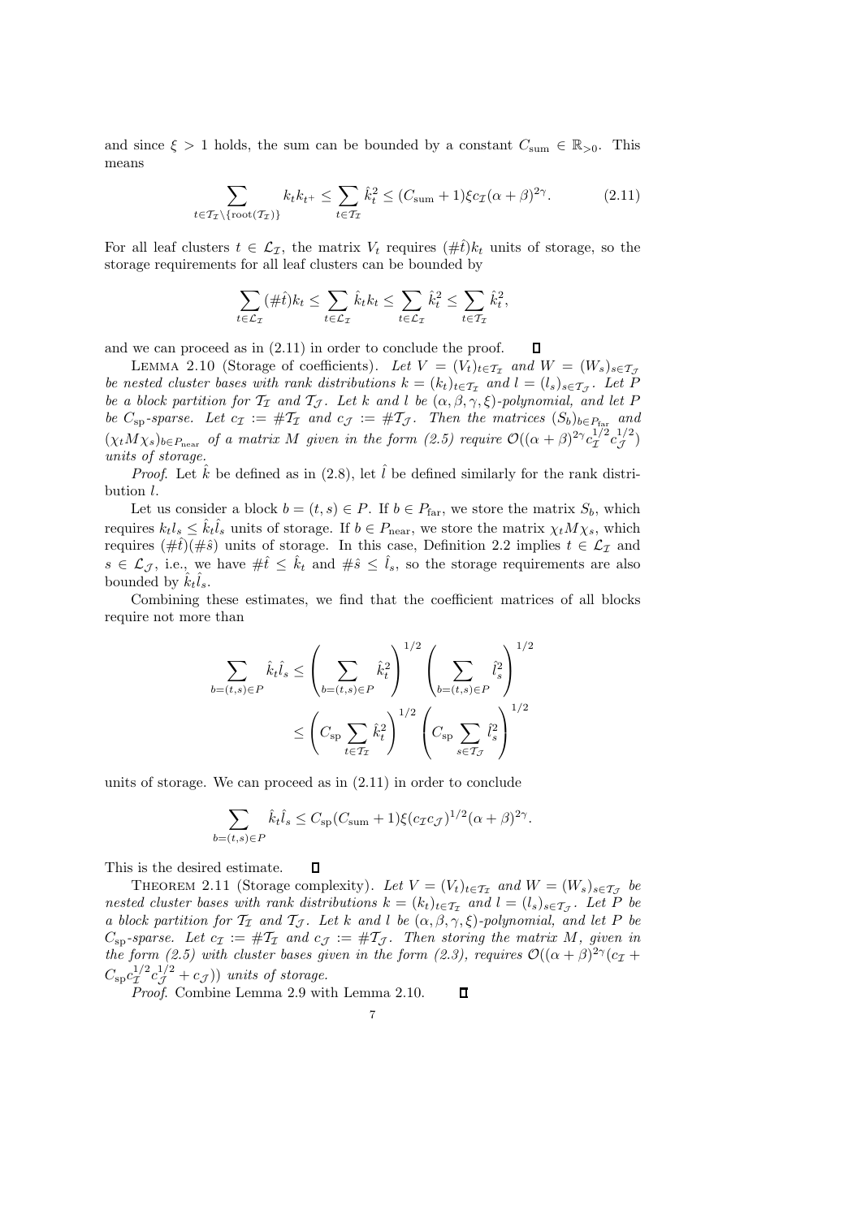and since $\xi > 1$ holds, the sum can be bounded by a constant $C_{\rm sum} \in \mathbb{R}_{>0}$. This means

$$\sum_{t \in \mathcal{T}_\mathcal{I} \setminus \{\mathrm{root}(\mathcal{T}_\mathcal{I})\}} k_t k_{t^+} \leq \sum_{t \in \mathcal{T}_\mathcal{I}} \hat{k}_t^2 \leq (C_{\rm sum} + 1) \xi c_\mathcal{I} (\alpha + \beta)^{2\gamma}. \tag{2.11}$$

For all leaf clusters $t \in \mathcal{L}_\mathcal{I}$, the matrix $V_t$ requires $(\#\hat{t})k_t$ units of storage, so the storage requirements for all leaf clusters can be bounded by

$$\sum_{t \in \mathcal{L}_\mathcal{I}} (\#\hat{t}) k_t \leq \sum_{t \in \mathcal{L}_\mathcal{I}} \hat{k}_t k_t \leq \sum_{t \in \mathcal{L}_\mathcal{I}} \hat{k}_t^2 \leq \sum_{t \in \mathcal{T}_\mathcal{I}} \hat{k}_t^2,$$

and we can proceed as in (2.11) in order to conclude the proof. $\square$

Lemma 2.10 (Storage of coefficients). *Let $V = (V_t)_{t \in \mathcal{T}_\mathcal{I}}$ and $W = (W_s)_{s \in \mathcal{T}_\mathcal{J}}$ be nested cluster bases with rank distributions $k = (k_t)_{t \in \mathcal{T}_\mathcal{I}}$ and $l = (l_s)_{s \in \mathcal{T}_\mathcal{J}}$. Let $P$ be a block partition for $\mathcal{T}_\mathcal{I}$ and $\mathcal{T}_\mathcal{J}$. Let $k$ and $l$ be $(\alpha, \beta, \gamma, \xi)$-polynomial, and let $P$ be $C_{\rm sp}$-sparse. Let $c_\mathcal{I} := \#\mathcal{T}_\mathcal{I}$ and $c_\mathcal{J} := \#\mathcal{T}_\mathcal{J}$. Then the matrices $(S_b)_{b \in P_{\rm far}}$ and $(\chi_t M \chi_s)_{b \in P_{\rm near}}$ of a matrix $M$ given in the form (2.5) require $\mathcal{O}((\alpha+\beta)^{2\gamma} c_\mathcal{I}^{1/2} c_\mathcal{J}^{1/2})$ units of storage.*

*Proof.* Let $\hat{k}$ be defined as in (2.8), let $\hat{l}$ be defined similarly for the rank distribution $l$.

Let us consider a block $b = (t, s) \in P$. If $b \in P_{\rm far}$, we store the matrix $S_b$, which requires $k_t l_s \leq \hat{k}_t \hat{l}_s$ units of storage. If $b \in P_{\rm near}$, we store the matrix $\chi_t M \chi_s$, which requires $(\#\hat{t})(\#\hat{s})$ units of storage. In this case, Definition 2.2 implies $t \in \mathcal{L}_\mathcal{I}$ and $s \in \mathcal{L}_\mathcal{J}$, i.e., we have $\#\hat{t} \leq \hat{k}_t$ and $\#\hat{s} \leq \hat{l}_s$, so the storage requirements are also bounded by $\hat{k}_t \hat{l}_s$.

Combining these estimates, we find that the coefficient matrices of all blocks require not more than

$$\begin{aligned}
\sum_{b=(t,s) \in P} \hat{k}_t \hat{l}_s &\leq \left( \sum_{b=(t,s) \in P} \hat{k}_t^2 \right)^{1/2} \left( \sum_{b=(t,s) \in P} \hat{l}_s^2 \right)^{1/2} \\
&\leq \left( C_{\rm sp} \sum_{t \in \mathcal{T}_\mathcal{I}} \hat{k}_t^2 \right)^{1/2} \left( C_{\rm sp} \sum_{s \in \mathcal{T}_\mathcal{J}} \hat{l}_s^2 \right)^{1/2}
\end{aligned}$$

units of storage. We can proceed as in (2.11) in order to conclude

$$\sum_{b=(t,s) \in P} \hat{k}_t \hat{l}_s \leq C_{\rm sp} (C_{\rm sum} + 1) \xi (c_\mathcal{I} c_\mathcal{J})^{1/2} (\alpha + \beta)^{2\gamma}.$$

This is the desired estimate. $\square$

Theorem 2.11 (Storage complexity). *Let $V = (V_t)_{t \in \mathcal{T}_\mathcal{I}}$ and $W = (W_s)_{s \in \mathcal{T}_\mathcal{J}}$ be nested cluster bases with rank distributions $k = (k_t)_{t \in \mathcal{T}_\mathcal{I}}$ and $l = (l_s)_{s \in \mathcal{T}_\mathcal{J}}$. Let $P$ be a block partition for $\mathcal{T}_\mathcal{I}$ and $\mathcal{T}_\mathcal{J}$. Let $k$ and $l$ be $(\alpha, \beta, \gamma, \xi)$-polynomial, and let $P$ be $C_{\rm sp}$-sparse. Let $c_\mathcal{I} := \#\mathcal{T}_\mathcal{I}$ and $c_\mathcal{J} := \#\mathcal{T}_\mathcal{J}$. Then storing the matrix $M$, given in the form (2.5) with cluster bases given in the form (2.3), requires $\mathcal{O}((\alpha+\beta)^{2\gamma}(c_\mathcal{I} + C_{\rm sp} c_\mathcal{I}^{1/2} c_\mathcal{J}^{1/2} + c_\mathcal{J}))$ units of storage.*

*Proof.* Combine Lemma 2.9 with Lemma 2.10. $\square$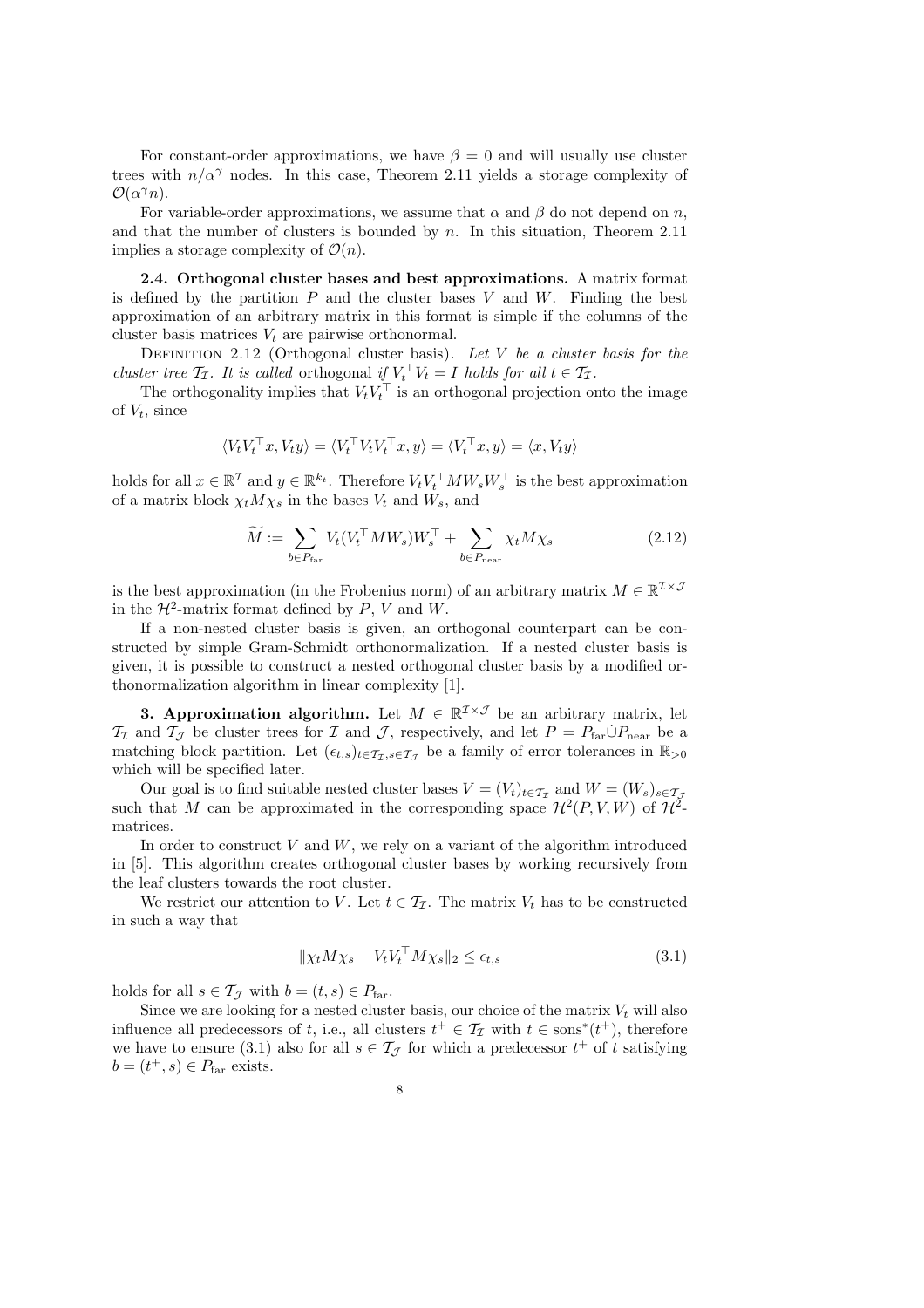For constant-order approximations, we have $\beta = 0$ and will usually use cluster trees with $n/\alpha^\gamma$ nodes. In this case, Theorem 2.11 yields a storage complexity of $\mathcal{O}(\alpha^\gamma n)$.

For variable-order approximations, we assume that $\alpha$ and $\beta$ do not depend on $n$, and that the number of clusters is bounded by $n$. In this situation, Theorem 2.11 implies a storage complexity of $\mathcal{O}(n)$.

**2.4. Orthogonal cluster bases and best approximations.** A matrix format is defined by the partition $P$ and the cluster bases $V$ and $W$. Finding the best approximation of an arbitrary matrix in this format is simple if the columns of the cluster basis matrices $V_t$ are pairwise orthonormal.

Definition 2.12 (Orthogonal cluster basis). *Let $V$ be a cluster basis for the cluster tree $\mathcal{T}_\mathcal{I}$. It is called* orthogonal *if $V_t^\top V_t = I$ holds for all $t \in \mathcal{T}_\mathcal{I}$.*

The orthogonality implies that $V_t V_t^\top$ is an orthogonal projection onto the image of $V_t$, since

$$\langle V_t V_t^\top x, V_t y\rangle = \langle V_t^\top V_t V_t^\top x, y\rangle = \langle V_t^\top x, y\rangle = \langle x, V_t y\rangle$$

holds for all $x \in \mathbb{R}^\mathcal{I}$ and $y \in \mathbb{R}^{k_t}$. Therefore $V_t V_t^\top M W_s W_s^\top$ is the best approximation of a matrix block $\chi_t M \chi_s$ in the bases $V_t$ and $W_s$, and

$$\widetilde{M} := \sum_{b \in P_{\mathrm{far}}} V_t (V_t^\top M W_s) W_s^\top + \sum_{b \in P_{\mathrm{near}}} \chi_t M \chi_s \tag{2.12}$$

is the best approximation (in the Frobenius norm) of an arbitrary matrix $M \in \mathbb{R}^{\mathcal{I}\times\mathcal{J}}$ in the $\mathcal{H}^2$-matrix format defined by $P$, $V$ and $W$.

If a non-nested cluster basis is given, an orthogonal counterpart can be constructed by simple Gram-Schmidt orthonormalization. If a nested cluster basis is given, it is possible to construct a nested orthogonal cluster basis by a modified orthonormalization algorithm in linear complexity [1].

## 3. Approximation algorithm.

Let $M \in \mathbb{R}^{\mathcal{I}\times\mathcal{J}}$ be an arbitrary matrix, let $\mathcal{T}_\mathcal{I}$ and $\mathcal{T}_\mathcal{J}$ be cluster trees for $\mathcal{I}$ and $\mathcal{J}$, respectively, and let $P = P_{\mathrm{far}} \dot\cup P_{\mathrm{near}}$ be a matching block partition. Let $(\epsilon_{t,s})_{t\in\mathcal{T}_\mathcal{I}, s\in\mathcal{T}_\mathcal{J}}$ be a family of error tolerances in $\mathbb{R}_{>0}$ which will be specified later.

Our goal is to find suitable nested cluster bases $V = (V_t)_{t\in\mathcal{T}_\mathcal{I}}$ and $W = (W_s)_{s\in\mathcal{T}_\mathcal{J}}$ such that $M$ can be approximated in the corresponding space $\mathcal{H}^2(P, V, W)$ of $\mathcal{H}^2$-matrices.

In order to construct $V$ and $W$, we rely on a variant of the algorithm introduced in [5]. This algorithm creates orthogonal cluster bases by working recursively from the leaf clusters towards the root cluster.

We restrict our attention to $V$. Let $t \in \mathcal{T}_\mathcal{I}$. The matrix $V_t$ has to be constructed in such a way that

$$\|\chi_t M \chi_s - V_t V_t^\top M \chi_s\|_2 \le \epsilon_{t,s} \tag{3.1}$$

holds for all $s \in \mathcal{T}_\mathcal{J}$ with $b = (t, s) \in P_{\mathrm{far}}$.

Since we are looking for a nested cluster basis, our choice of the matrix $V_t$ will also influence all predecessors of $t$, i.e., all clusters $t^+ \in \mathcal{T}_\mathcal{I}$ with $t \in \mathrm{sons}^*(t^+)$, therefore we have to ensure (3.1) also for all $s \in \mathcal{T}_\mathcal{J}$ for which a predecessor $t^+$ of $t$ satisfying $b = (t^+, s) \in P_{\mathrm{far}}$ exists.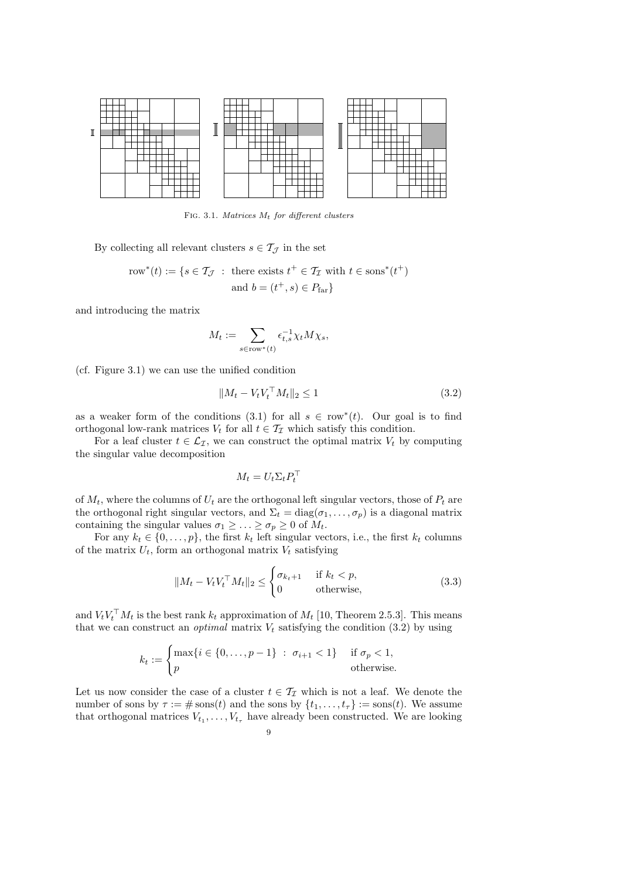FIG. 3.1. *Matrices $M_t$ for different clusters*

By collecting all relevant clusters $s \in \mathcal{T}_{\mathcal{J}}$ in the set

$$\operatorname{row}^*(t) := \{s \in \mathcal{T}_{\mathcal{J}} \ : \ \text{there exists } t^+ \in \mathcal{T}_{\mathcal{I}} \text{ with } t \in \operatorname{sons}^*(t^+) \\ \text{and } b = (t^+, s) \in P_{\text{far}}\}$$

and introducing the matrix

$$M_t := \sum_{s \in \operatorname{row}^*(t)} \epsilon_{t,s}^{-1} \chi_t M \chi_s,$$

(cf. Figure 3.1) we can use the unified condition

$$\|M_t - V_t V_t^\top M_t\|_2 \leq 1 \tag{3.2}$$

as a weaker form of the conditions (3.1) for all $s \in \operatorname{row}^*(t)$. Our goal is to find orthogonal low-rank matrices $V_t$ for all $t \in \mathcal{T}_{\mathcal{I}}$ which satisfy this condition.

For a leaf cluster $t \in \mathcal{L}_{\mathcal{I}}$, we can construct the optimal matrix $V_t$ by computing the singular value decomposition

$$M_t = U_t \Sigma_t P_t^\top$$

of $M_t$, where the columns of $U_t$ are the orthogonal left singular vectors, those of $P_t$ are the orthogonal right singular vectors, and $\Sigma_t = \operatorname{diag}(\sigma_1, \ldots, \sigma_p)$ is a diagonal matrix containing the singular values $\sigma_1 \geq \ldots \geq \sigma_p \geq 0$ of $M_t$.

For any $k_t \in \{0, \ldots, p\}$, the first $k_t$ left singular vectors, i.e., the first $k_t$ columns of the matrix $U_t$, form an orthogonal matrix $V_t$ satisfying

$$\|M_t - V_t V_t^\top M_t\|_2 \leq \begin{cases} \sigma_{k_t+1} & \text{if } k_t < p, \\ 0 & \text{otherwise,} \end{cases} \tag{3.3}$$

and $V_t V_t^\top M_t$ is the best rank $k_t$ approximation of $M_t$ [10, Theorem 2.5.3]. This means that we can construct an *optimal* matrix $V_t$ satisfying the condition (3.2) by using

$$k_t := \begin{cases} \max\{i \in \{0, \ldots, p-1\} \ : \ \sigma_{i+1} < 1\} & \text{if } \sigma_p < 1, \\ p & \text{otherwise.} \end{cases}$$

Let us now consider the case of a cluster $t \in \mathcal{T}_{\mathcal{I}}$ which is not a leaf. We denote the number of sons by $\tau := \# \operatorname{sons}(t)$ and the sons by $\{t_1, \ldots, t_\tau\} := \operatorname{sons}(t)$. We assume that orthogonal matrices $V_{t_1}, \ldots, V_{t_\tau}$ have already been constructed. We are looking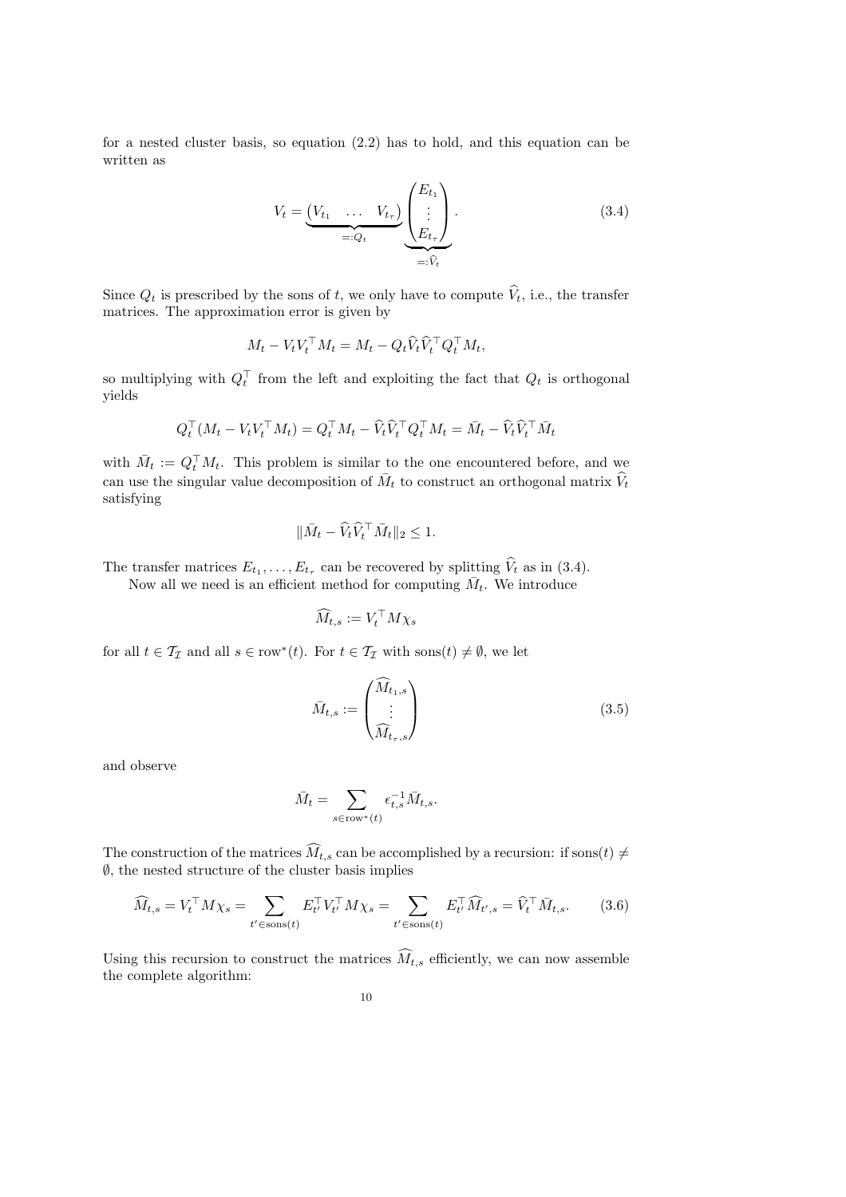for a nested cluster basis, so equation (2.2) has to hold, and this equation can be written as

$$V_t = \underbrace{\begin{pmatrix} V_{t_1} & \dots & V_{t_\tau} \end{pmatrix}}_{=:Q_t} \underbrace{\begin{pmatrix} E_{t_1} \\ \vdots \\ E_{t_\tau} \end{pmatrix}}_{=:\widehat{V}_t}. \tag{3.4}$$

Since $Q_t$ is prescribed by the sons of $t$, we only have to compute $\widehat{V}_t$, i.e., the transfer matrices. The approximation error is given by

$$M_t - V_t V_t^\top M_t = M_t - Q_t \widehat{V}_t \widehat{V}_t^\top Q_t^\top M_t,$$

so multiplying with $Q_t^\top$ from the left and exploiting the fact that $Q_t$ is orthogonal yields

$$Q_t^\top (M_t - V_t V_t^\top M_t) = Q_t^\top M_t - \widehat{V}_t \widehat{V}_t^\top Q_t^\top M_t = \bar{M}_t - \widehat{V}_t \widehat{V}_t^\top \bar{M}_t$$

with $\bar{M}_t := Q_t^\top M_t$. This problem is similar to the one encountered before, and we can use the singular value decomposition of $\bar{M}_t$ to construct an orthogonal matrix $\widehat{V}_t$ satisfying

$$\|\bar{M}_t - \widehat{V}_t \widehat{V}_t^\top \bar{M}_t\|_2 \le 1.$$

The transfer matrices $E_{t_1}, \dots, E_{t_\tau}$ can be recovered by splitting $\widehat{V}_t$ as in (3.4).

Now all we need is an efficient method for computing $\bar{M}_t$. We introduce

$$\widehat{M}_{t,s} := V_t^\top M \chi_s$$

for all $t \in \mathcal{T}_{\mathcal{I}}$ and all $s \in \operatorname{row}^*(t)$. For $t \in \mathcal{T}_{\mathcal{I}}$ with $\operatorname{sons}(t) \neq \emptyset$, we let

$$\bar{M}_{t,s} := \begin{pmatrix} \widehat{M}_{t_1,s} \\ \vdots \\ \widehat{M}_{t_\tau,s} \end{pmatrix} \tag{3.5}$$

and observe

$$\bar{M}_t = \sum_{s \in \operatorname{row}^*(t)} \epsilon_{t,s}^{-1} \bar{M}_{t,s}.$$

The construction of the matrices $\widehat{M}_{t,s}$ can be accomplished by a recursion: if $\operatorname{sons}(t) \neq \emptyset$, the nested structure of the cluster basis implies

$$\widehat{M}_{t,s} = V_t^\top M \chi_s = \sum_{t' \in \operatorname{sons}(t)} E_{t'}^\top V_{t'}^\top M \chi_s = \sum_{t' \in \operatorname{sons}(t)} E_{t'}^\top \widehat{M}_{t',s} = \widehat{V}_t^\top \bar{M}_{t,s}. \tag{3.6}$$

Using this recursion to construct the matrices $\widehat{M}_{t,s}$ efficiently, we can now assemble the complete algorithm: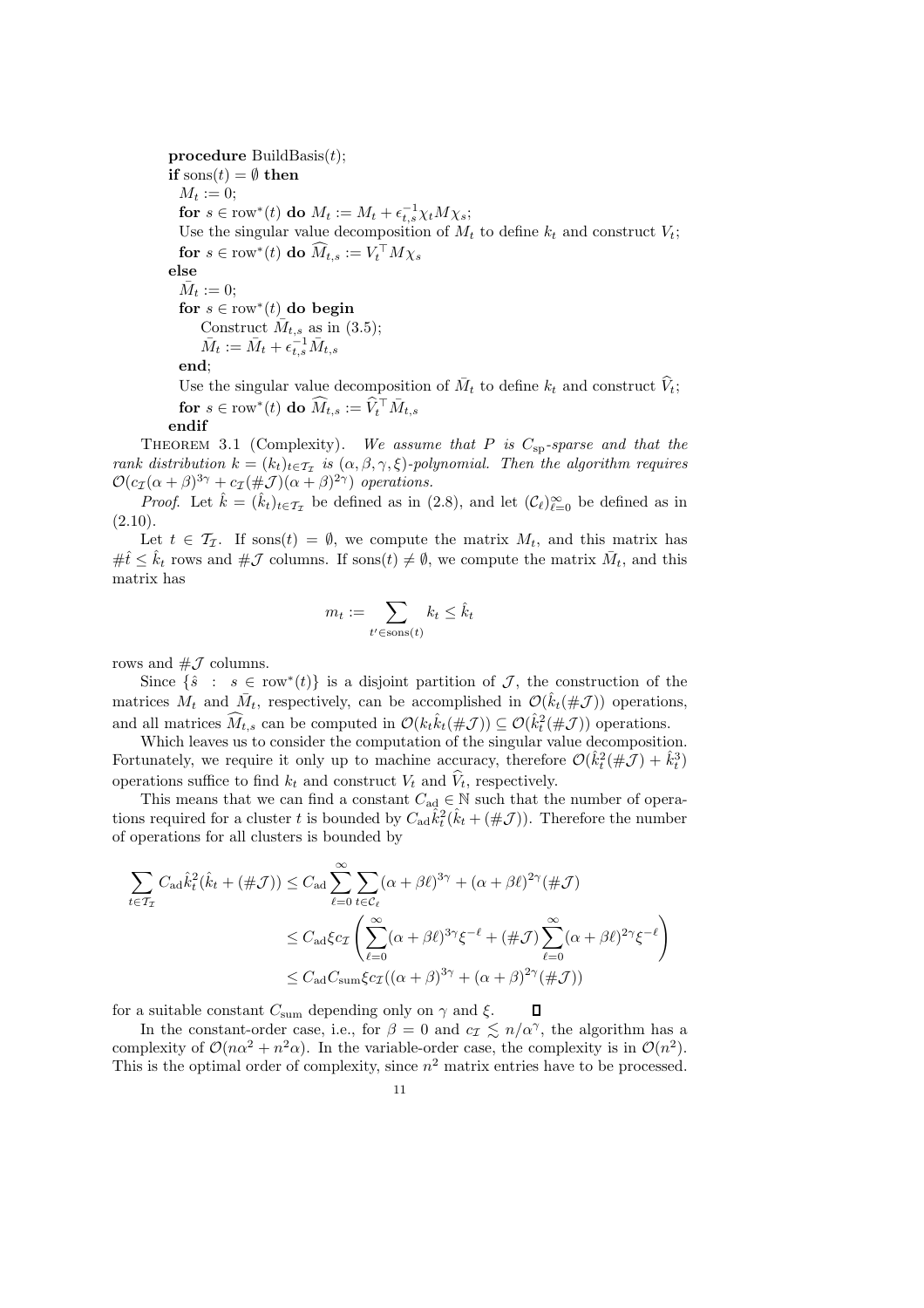```
procedure BuildBasis(t);
if sons(t) = ∅ then
  M_t := 0;
  for s ∈ row*(t) do M_t := M_t + ε_{t,s}^{-1} χ_t M χ_s;
  Use the singular value decomposition of M_t to define k_t and construct V_t;
  for s ∈ row*(t) do \hat{M}_{t,s} := V_t^⊤ M χ_s
else
  \bar{M}_t := 0;
  for s ∈ row*(t) do begin
    Construct \bar{M}_{t,s} as in (3.5);
    \bar{M}_t := \bar{M}_t + ε_{t,s}^{-1} \bar{M}_{t,s}
  end;
  Use the singular value decomposition of \bar{M}_t to define k_t and construct \hat{V}_t;
  for s ∈ row*(t) do \hat{M}_{t,s} := \hat{V}_t^⊤ \bar{M}_{t,s}
endif
```

THEOREM 3.1 (Complexity). *We assume that $P$ is $C_{\mathrm{sp}}$-sparse and that the rank distribution $k = (k_t)_{t\in\mathcal{T}_\mathcal{I}}$ is $(\alpha, \beta, \gamma, \xi)$-polynomial. Then the algorithm requires $\mathcal{O}(c_\mathcal{I}(\alpha+\beta)^{3\gamma} + c_\mathcal{I}(\#\mathcal{J})(\alpha+\beta)^{2\gamma})$ operations.*

*Proof.* Let $\hat{k} = (\hat{k}_t)_{t\in\mathcal{T}_\mathcal{I}}$ be defined as in (2.8), and let $(\mathcal{C}_\ell)_{\ell=0}^\infty$ be defined as in (2.10).

Let $t \in \mathcal{T}_\mathcal{I}$. If $\mathrm{sons}(t) = \emptyset$, we compute the matrix $M_t$, and this matrix has $\#\hat{t} \le \hat{k}_t$ rows and $\#\mathcal{J}$ columns. If $\mathrm{sons}(t) \neq \emptyset$, we compute the matrix $\bar{M}_t$, and this matrix has

$$m_t := \sum_{t'\in\mathrm{sons}(t)} k_t \le \hat{k}_t$$

rows and $\#\mathcal{J}$ columns.

Since $\{\hat{s} \;:\; s \in \mathrm{row}^*(t)\}$ is a disjoint partition of $\mathcal{J}$, the construction of the matrices $M_t$ and $\bar{M}_t$, respectively, can be accomplished in $\mathcal{O}(\hat{k}_t(\#\mathcal{J}))$ operations, and all matrices $\widehat{M}_{t,s}$ can be computed in $\mathcal{O}(k_t\hat{k}_t(\#\mathcal{J})) \subseteq \mathcal{O}(\hat{k}_t^2(\#\mathcal{J}))$ operations.

Which leaves us to consider the computation of the singular value decomposition. Fortunately, we require it only up to machine accuracy, therefore $\mathcal{O}(\hat{k}_t^2(\#\mathcal{J}) + \hat{k}_t^3)$ operations suffice to find $k_t$ and construct $V_t$ and $\widehat{V}_t$, respectively.

This means that we can find a constant $C_{\mathrm{ad}} \in \mathbb{N}$ such that the number of operations required for a cluster $t$ is bounded by $C_{\mathrm{ad}}\hat{k}_t^2(\hat{k}_t + (\#\mathcal{J}))$. Therefore the number of operations for all clusters is bounded by

$$\begin{aligned}
\sum_{t\in\mathcal{T}_\mathcal{I}} C_{\mathrm{ad}}\hat{k}_t^2(\hat{k}_t + (\#\mathcal{J})) &\le C_{\mathrm{ad}} \sum_{\ell=0}^\infty \sum_{t\in\mathcal{C}_\ell} (\alpha+\beta\ell)^{3\gamma} + (\alpha+\beta\ell)^{2\gamma}(\#\mathcal{J}) \\
&\le C_{\mathrm{ad}}\xi c_\mathcal{I} \left( \sum_{\ell=0}^\infty (\alpha+\beta\ell)^{3\gamma}\xi^{-\ell} + (\#\mathcal{J}) \sum_{\ell=0}^\infty (\alpha+\beta\ell)^{2\gamma}\xi^{-\ell} \right) \\
&\le C_{\mathrm{ad}} C_{\mathrm{sum}} \xi c_\mathcal{I} ((\alpha+\beta)^{3\gamma} + (\alpha+\beta)^{2\gamma}(\#\mathcal{J}))
\end{aligned}$$

for a suitable constant $C_{\mathrm{sum}}$ depending only on $\gamma$ and $\xi$. ∎

In the constant-order case, i.e., for $\beta = 0$ and $c_\mathcal{I} \lesssim n/\alpha^\gamma$, the algorithm has a complexity of $\mathcal{O}(n\alpha^2 + n^2\alpha)$. In the variable-order case, the complexity is in $\mathcal{O}(n^2)$. This is the optimal order of complexity, since $n^2$ matrix entries have to be processed.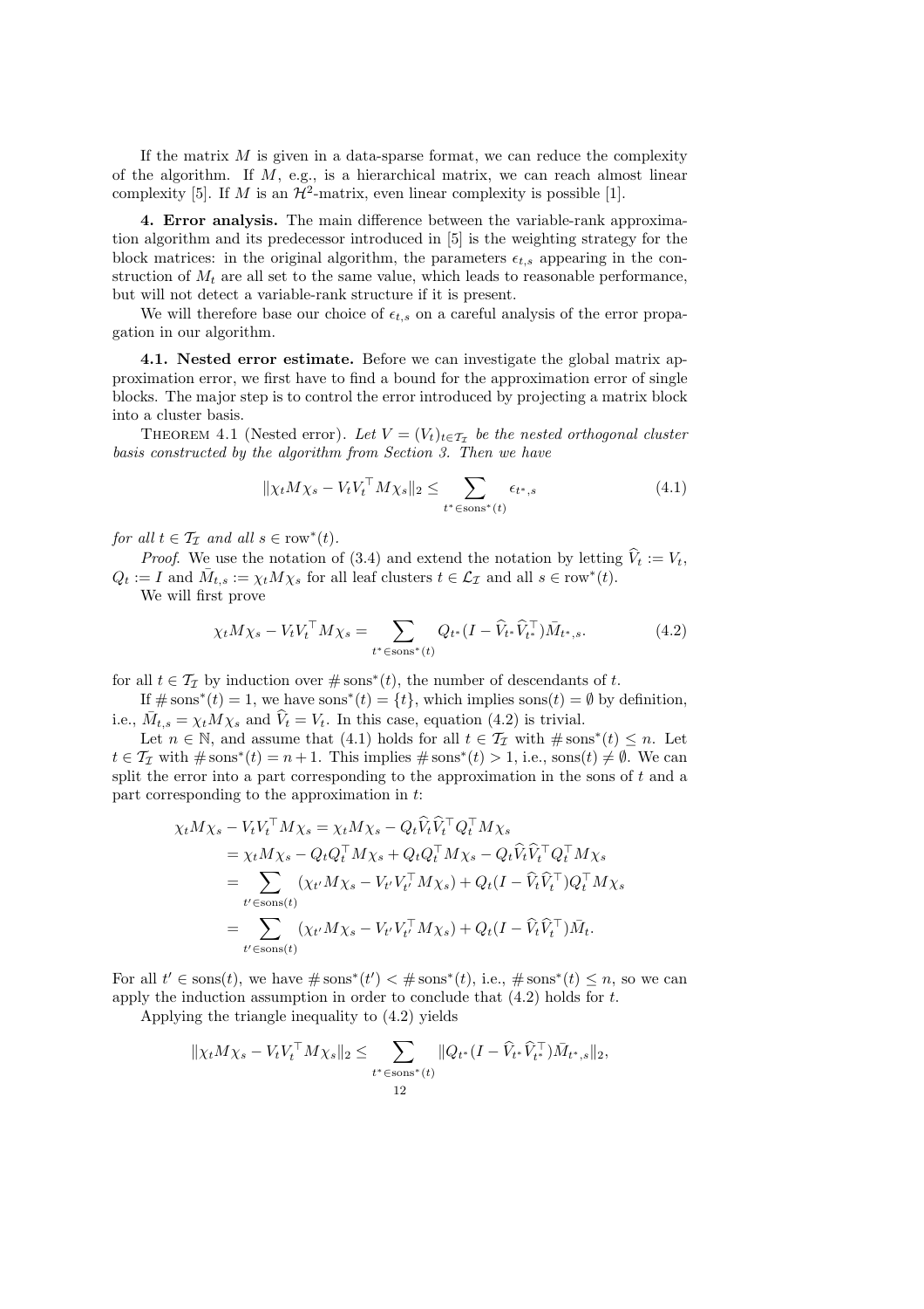If the matrix $M$ is given in a data-sparse format, we can reduce the complexity of the algorithm. If $M$, e.g., is a hierarchical matrix, we can reach almost linear complexity [5]. If $M$ is an $\mathcal{H}^2$-matrix, even linear complexity is possible [1].

## 4. Error analysis.

The main difference between the variable-rank approximation algorithm and its predecessor introduced in [5] is the weighting strategy for the block matrices: in the original algorithm, the parameters $\epsilon_{t,s}$ appearing in the construction of $M_t$ are all set to the same value, which leads to reasonable performance, but will not detect a variable-rank structure if it is present.

We will therefore base our choice of $\epsilon_{t,s}$ on a careful analysis of the error propagation in our algorithm.

### 4.1. Nested error estimate.

Before we can investigate the global matrix approximation error, we first have to find a bound for the approximation error of single blocks. The major step is to control the error introduced by projecting a matrix block into a cluster basis.

THEOREM 4.1 (Nested error). *Let $V = (V_t)_{t\in\mathcal{T}_\mathcal{I}}$ be the nested orthogonal cluster basis constructed by the algorithm from Section 3. Then we have*

$$\|\chi_t M \chi_s - V_t V_t^\top M \chi_s\|_2 \le \sum_{t^*\in\operatorname{sons}^*(t)} \epsilon_{t^*,s} \tag{4.1}$$

*for all $t \in \mathcal{T}_\mathcal{I}$ and all $s \in \operatorname{row}^*(t)$.*

*Proof.* We use the notation of (3.4) and extend the notation by letting $\widehat{V}_t := V_t$, $Q_t := I$ and $\bar{M}_{t,s} := \chi_t M \chi_s$ for all leaf clusters $t \in \mathcal{L}_\mathcal{I}$ and all $s \in \operatorname{row}^*(t)$.

We will first prove

$$\chi_t M \chi_s - V_t V_t^\top M \chi_s = \sum_{t^*\in\operatorname{sons}^*(t)} Q_{t^*}(I - \widehat{V}_{t^*}\widehat{V}_{t^*}^\top)\bar{M}_{t^*,s}. \tag{4.2}$$

for all $t \in \mathcal{T}_\mathcal{I}$ by induction over $\#\operatorname{sons}^*(t)$, the number of descendants of $t$.

If $\#\operatorname{sons}^*(t) = 1$, we have $\operatorname{sons}^*(t) = \{t\}$, which implies $\operatorname{sons}(t) = \emptyset$ by definition, i.e., $\bar{M}_{t,s} = \chi_t M \chi_s$ and $\widehat{V}_t = V_t$. In this case, equation (4.2) is trivial.

Let $n \in \mathbb{N}$, and assume that (4.1) holds for all $t \in \mathcal{T}_\mathcal{I}$ with $\#\operatorname{sons}^*(t) \le n$. Let $t \in \mathcal{T}_\mathcal{I}$ with $\#\operatorname{sons}^*(t) = n+1$. This implies $\#\operatorname{sons}^*(t) > 1$, i.e., $\operatorname{sons}(t) \neq \emptyset$. We can split the error into a part corresponding to the approximation in the sons of $t$ and a part corresponding to the approximation in $t$:

$$\begin{aligned}
\chi_t M \chi_s - V_t V_t^\top M \chi_s &= \chi_t M \chi_s - Q_t \widehat{V}_t \widehat{V}_t^\top Q_t^\top M \chi_s \\
&= \chi_t M \chi_s - Q_t Q_t^\top M \chi_s + Q_t Q_t^\top M \chi_s - Q_t \widehat{V}_t \widehat{V}_t^\top Q_t^\top M \chi_s \\
&= \sum_{t'\in\operatorname{sons}(t)} (\chi_{t'} M \chi_s - V_{t'} V_{t'}^\top M \chi_s) + Q_t (I - \widehat{V}_t \widehat{V}_t^\top) Q_t^\top M \chi_s \\
&= \sum_{t'\in\operatorname{sons}(t)} (\chi_{t'} M \chi_s - V_{t'} V_{t'}^\top M \chi_s) + Q_t (I - \widehat{V}_t \widehat{V}_t^\top) \bar{M}_t.
\end{aligned}$$

For all $t' \in \operatorname{sons}(t)$, we have $\#\operatorname{sons}^*(t') < \#\operatorname{sons}^*(t)$, i.e., $\#\operatorname{sons}^*(t) \le n$, so we can apply the induction assumption in order to conclude that (4.2) holds for $t$.

Applying the triangle inequality to (4.2) yields

$$\|\chi_t M \chi_s - V_t V_t^\top M \chi_s\|_2 \le \sum_{t^*\in\operatorname{sons}^*(t)} \|Q_{t^*}(I - \widehat{V}_{t^*}\widehat{V}_{t^*}^\top)\bar{M}_{t^*,s}\|_2,$$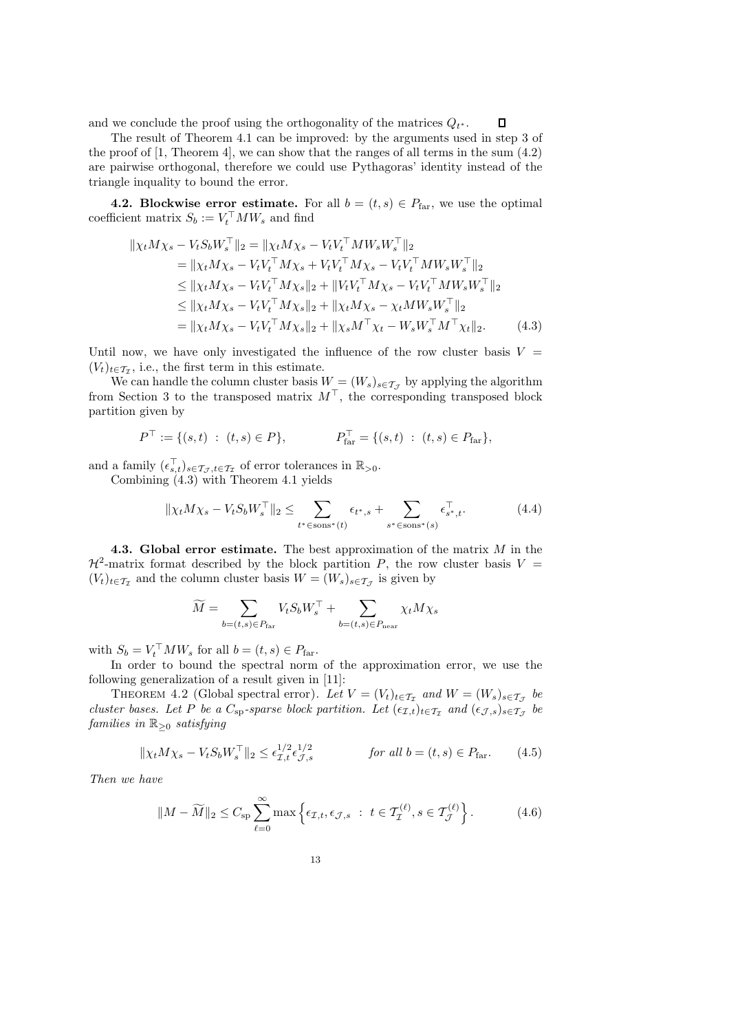and we conclude the proof using the orthogonality of the matrices $Q_{t^*}$. ◻

The result of Theorem 4.1 can be improved: by the arguments used in step 3 of the proof of [1, Theorem 4], we can show that the ranges of all terms in the sum (4.2) are pairwise orthogonal, therefore we could use Pythagoras' identity instead of the triangle inquality to bound the error.

**4.2. Blockwise error estimate.** For all $b = (t, s) \in P_{\mathrm{far}}$, we use the optimal coefficient matrix $S_b := V_t^\top M W_s$ and find

$$
\begin{aligned}
\|\chi_t M \chi_s - V_t S_b W_s^\top\|_2 &= \|\chi_t M \chi_s - V_t V_t^\top M W_s W_s^\top\|_2 \\
&= \|\chi_t M \chi_s - V_t V_t^\top M \chi_s + V_t V_t^\top M \chi_s - V_t V_t^\top M W_s W_s^\top\|_2 \\
&\leq \|\chi_t M \chi_s - V_t V_t^\top M \chi_s\|_2 + \|V_t V_t^\top M \chi_s - V_t V_t^\top M W_s W_s^\top\|_2 \\
&\leq \|\chi_t M \chi_s - V_t V_t^\top M \chi_s\|_2 + \|\chi_t M \chi_s - \chi_t M W_s W_s^\top\|_2 \\
&= \|\chi_t M \chi_s - V_t V_t^\top M \chi_s\|_2 + \|\chi_s M^\top \chi_t - W_s W_s^\top M^\top \chi_t\|_2.
\end{aligned} \tag{4.3}
$$

Until now, we have only investigated the influence of the row cluster basis $V = (V_t)_{t \in \mathcal{T}_{\mathcal{I}}}$, i.e., the first term in this estimate.

We can handle the column cluster basis $W = (W_s)_{s \in \mathcal{T}_{\mathcal{J}}}$ by applying the algorithm from Section 3 to the transposed matrix $M^\top$, the corresponding transposed block partition given by

$$
P^\top := \{(s, t) \ : \ (t, s) \in P\}, \qquad\qquad P_{\mathrm{far}}^\top = \{(s, t) \ : \ (t, s) \in P_{\mathrm{far}}\},
$$

and a family $(\epsilon_{s,t}^\top)_{s \in \mathcal{T}_{\mathcal{J}}, t \in \mathcal{T}_{\mathcal{I}}}$ of error tolerances in $\mathbb{R}_{>0}$.

Combining (4.3) with Theorem 4.1 yields

$$
\|\chi_t M \chi_s - V_t S_b W_s^\top\|_2 \leq \sum_{t^* \in \mathrm{sons}^*(t)} \epsilon_{t^*, s} + \sum_{s^* \in \mathrm{sons}^*(s)} \epsilon_{s^*, t}^\top. \tag{4.4}
$$

**4.3. Global error estimate.** The best approximation of the matrix $M$ in the $\mathcal{H}^2$-matrix format described by the block partition $P$, the row cluster basis $V = (V_t)_{t \in \mathcal{T}_{\mathcal{I}}}$ and the column cluster basis $W = (W_s)_{s \in \mathcal{T}_{\mathcal{J}}}$ is given by

$$
\widetilde{M} = \sum_{b=(t,s) \in P_{\mathrm{far}}} V_t S_b W_s^\top + \sum_{b=(t,s) \in P_{\mathrm{near}}} \chi_t M \chi_s
$$

with $S_b = V_t^\top M W_s$ for all $b = (t, s) \in P_{\mathrm{far}}$.

In order to bound the spectral norm of the approximation error, we use the following generalization of a result given in [11]:

THEOREM 4.2 (Global spectral error). *Let $V = (V_t)_{t \in \mathcal{T}_{\mathcal{I}}}$ and $W = (W_s)_{s \in \mathcal{T}_{\mathcal{J}}}$ be cluster bases. Let $P$ be a $C_{\mathrm{sp}}$-sparse block partition. Let $(\epsilon_{\mathcal{I},t})_{t \in \mathcal{T}_{\mathcal{I}}}$ and $(\epsilon_{\mathcal{J},s})_{s \in \mathcal{T}_{\mathcal{J}}}$ be families in $\mathbb{R}_{\geq 0}$ satisfying*

$$
\|\chi_t M \chi_s - V_t S_b W_s^\top\|_2 \leq \epsilon_{\mathcal{I},t}^{1/2} \epsilon_{\mathcal{J},s}^{1/2} \qquad\qquad \text{for all } b = (t, s) \in P_{\mathrm{far}}. \tag{4.5}
$$

*Then we have*

$$
\|M - \widetilde{M}\|_2 \leq C_{\mathrm{sp}} \sum_{\ell=0}^{\infty} \max\left\{\epsilon_{\mathcal{I},t}, \epsilon_{\mathcal{J},s} \ : \ t \in \mathcal{T}_{\mathcal{I}}^{(\ell)}, s \in \mathcal{T}_{\mathcal{J}}^{(\ell)}\right\}. \tag{4.6}
$$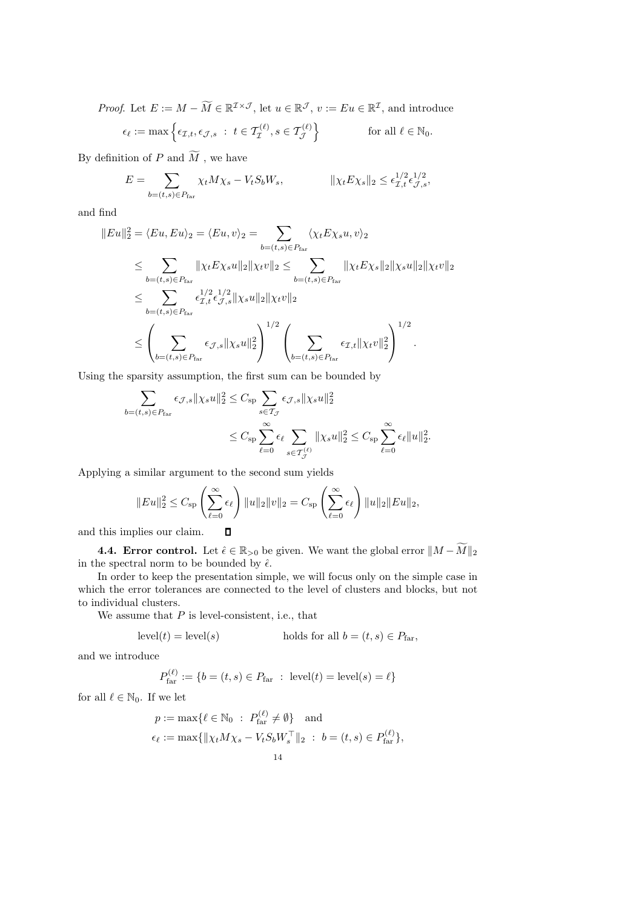*Proof.* Let $E := M - \widetilde{M} \in \mathbb{R}^{\mathcal{I}\times\mathcal{J}}$, let $u \in \mathbb{R}^{\mathcal{J}}$, $v := Eu \in \mathbb{R}^{\mathcal{I}}$, and introduce

$$\epsilon_\ell := \max\left\{\epsilon_{\mathcal{I},t}, \epsilon_{\mathcal{J},s} \;:\; t \in \mathcal{T}_{\mathcal{I}}^{(\ell)}, s \in \mathcal{T}_{\mathcal{J}}^{(\ell)}\right\} \qquad\qquad \text{for all } \ell \in \mathbb{N}_0.$$

By definition of $P$ and $\widetilde{M}$ , we have

$$E = \sum_{b=(t,s)\in P_{\mathrm{far}}} \chi_t M \chi_s - V_t S_b W_s, \qquad\qquad \|\chi_t E \chi_s\|_2 \leq \epsilon_{\mathcal{I},t}^{1/2}\epsilon_{\mathcal{J},s}^{1/2},$$

and find

$$\begin{aligned}
\|Eu\|_2^2 = \langle Eu, Eu\rangle_2 = \langle Eu, v\rangle_2 &= \sum_{b=(t,s)\in P_{\mathrm{far}}} \langle \chi_t E \chi_s u, v\rangle_2 \\
&\leq \sum_{b=(t,s)\in P_{\mathrm{far}}} \|\chi_t E \chi_s u\|_2 \|\chi_t v\|_2 \leq \sum_{b=(t,s)\in P_{\mathrm{far}}} \|\chi_t E \chi_s\|_2 \|\chi_s u\|_2 \|\chi_t v\|_2 \\
&\leq \sum_{b=(t,s)\in P_{\mathrm{far}}} \epsilon_{\mathcal{I},t}^{1/2}\epsilon_{\mathcal{J},s}^{1/2} \|\chi_s u\|_2 \|\chi_t v\|_2 \\
&\leq \left(\sum_{b=(t,s)\in P_{\mathrm{far}}} \epsilon_{\mathcal{J},s}\|\chi_s u\|_2^2\right)^{1/2} \left(\sum_{b=(t,s)\in P_{\mathrm{far}}} \epsilon_{\mathcal{I},t}\|\chi_t v\|_2^2\right)^{1/2}.
\end{aligned}$$

Using the sparsity assumption, the first sum can be bounded by

$$\begin{aligned}
\sum_{b=(t,s)\in P_{\mathrm{far}}} \epsilon_{\mathcal{J},s}\|\chi_s u\|_2^2 &\leq C_{\mathrm{sp}} \sum_{s\in\mathcal{T}_{\mathcal{J}}} \epsilon_{\mathcal{J},s}\|\chi_s u\|_2^2 \\
&\leq C_{\mathrm{sp}} \sum_{\ell=0}^{\infty} \epsilon_\ell \sum_{s\in\mathcal{T}_{\mathcal{J}}^{(\ell)}} \|\chi_s u\|_2^2 \leq C_{\mathrm{sp}} \sum_{\ell=0}^{\infty} \epsilon_\ell \|u\|_2^2.
\end{aligned}$$

Applying a similar argument to the second sum yields

$$\|Eu\|_2^2 \leq C_{\mathrm{sp}} \left(\sum_{\ell=0}^{\infty}\epsilon_\ell\right) \|u\|_2 \|v\|_2 = C_{\mathrm{sp}} \left(\sum_{\ell=0}^{\infty}\epsilon_\ell\right) \|u\|_2 \|Eu\|_2,$$

and this implies our claim. ∎

**4.4. Error control.** Let $\hat{\epsilon} \in \mathbb{R}_{>0}$ be given. We want the global error $\|M - \widetilde{M}\|_2$ in the spectral norm to be bounded by $\hat{\epsilon}$.

In order to keep the presentation simple, we will focus only on the simple case in which the error tolerances are connected to the level of clusters and blocks, but not to individual clusters.

We assume that $P$ is level-consistent, i.e., that

$$\mathrm{level}(t) = \mathrm{level}(s) \qquad\qquad \text{holds for all } b = (t,s) \in P_{\mathrm{far}},$$

and we introduce

$$P_{\mathrm{far}}^{(\ell)} := \{b = (t,s) \in P_{\mathrm{far}} \;:\; \mathrm{level}(t) = \mathrm{level}(s) = \ell\}$$

for all $\ell \in \mathbb{N}_0$. If we let

$$\begin{aligned}
&p := \max\{\ell \in \mathbb{N}_0 \;:\; P_{\mathrm{far}}^{(\ell)} \neq \emptyset\} \quad \text{and} \\
&\epsilon_\ell := \max\{\|\chi_t M \chi_s - V_t S_b W_s^\top\|_2 \;:\; b = (t,s) \in P_{\mathrm{far}}^{(\ell)}\},
\end{aligned}$$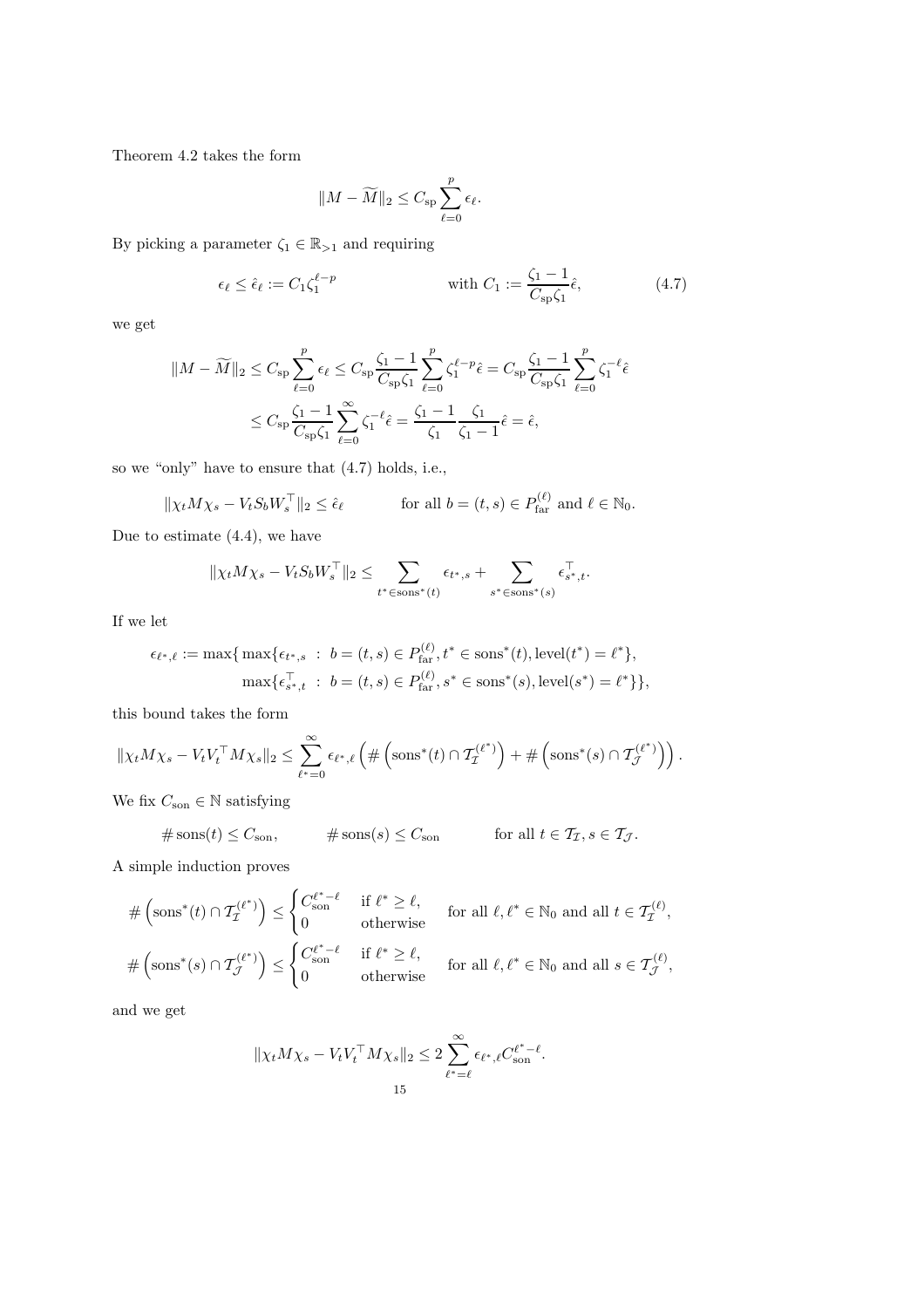Theorem 4.2 takes the form

$$\|M - \widetilde{M}\|_2 \leq C_{\mathrm{sp}} \sum_{\ell=0}^{p} \epsilon_\ell.$$

By picking a parameter $\zeta_1 \in \mathbb{R}_{>1}$ and requiring

$$\epsilon_\ell \leq \hat{\epsilon}_\ell := C_1 \zeta_1^{\ell-p} \qquad \text{with } C_1 := \frac{\zeta_1 - 1}{C_{\mathrm{sp}} \zeta_1} \hat{\epsilon}, \tag{4.7}$$

we get

$$\begin{aligned}
\|M - \widetilde{M}\|_2 &\leq C_{\mathrm{sp}} \sum_{\ell=0}^{p} \epsilon_\ell \leq C_{\mathrm{sp}} \frac{\zeta_1 - 1}{C_{\mathrm{sp}} \zeta_1} \sum_{\ell=0}^{p} \zeta_1^{\ell-p} \hat{\epsilon} = C_{\mathrm{sp}} \frac{\zeta_1 - 1}{C_{\mathrm{sp}} \zeta_1} \sum_{\ell=0}^{p} \zeta_1^{-\ell} \hat{\epsilon} \\
&\leq C_{\mathrm{sp}} \frac{\zeta_1 - 1}{C_{\mathrm{sp}} \zeta_1} \sum_{\ell=0}^{\infty} \zeta_1^{-\ell} \hat{\epsilon} = \frac{\zeta_1 - 1}{\zeta_1} \frac{\zeta_1}{\zeta_1 - 1} \hat{\epsilon} = \hat{\epsilon},
\end{aligned}$$

so we "only" have to ensure that (4.7) holds, i.e.,

$$\|\chi_t M \chi_s - V_t S_b W_s^\top\|_2 \leq \hat{\epsilon}_\ell \qquad \text{for all } b = (t, s) \in P_{\mathrm{far}}^{(\ell)} \text{ and } \ell \in \mathbb{N}_0.$$

Due to estimate (4.4), we have

$$\|\chi_t M \chi_s - V_t S_b W_s^\top\|_2 \leq \sum_{t^* \in \mathrm{sons}^*(t)} \epsilon_{t^*, s} + \sum_{s^* \in \mathrm{sons}^*(s)} \epsilon_{s^*, t}^\top.$$

If we let

$$\begin{aligned}
\epsilon_{\ell^*, \ell} := \max\{ &\max\{\epsilon_{t^*, s} \ : \ b = (t, s) \in P_{\mathrm{far}}^{(\ell)}, t^* \in \mathrm{sons}^*(t), \mathrm{level}(t^*) = \ell^*\}, \\
&\max\{\epsilon_{s^*, t}^\top \ : \ b = (t, s) \in P_{\mathrm{far}}^{(\ell)}, s^* \in \mathrm{sons}^*(s), \mathrm{level}(s^*) = \ell^*\}\},
\end{aligned}$$

this bound takes the form

$$\|\chi_t M \chi_s - V_t V_t^\top M \chi_s\|_2 \leq \sum_{\ell^*=0}^{\infty} \epsilon_{\ell^*, \ell} \left( \# \left( \mathrm{sons}^*(t) \cap \mathcal{T}_{\mathcal{I}}^{(\ell^*)} \right) + \# \left( \mathrm{sons}^*(s) \cap \mathcal{T}_{\mathcal{J}}^{(\ell^*)} \right) \right).$$

We fix $C_{\mathrm{son}} \in \mathbb{N}$ satisfying

$$\# \mathrm{sons}(t) \leq C_{\mathrm{son}}, \qquad \# \mathrm{sons}(s) \leq C_{\mathrm{son}} \qquad \text{for all } t \in \mathcal{T}_{\mathcal{I}}, s \in \mathcal{T}_{\mathcal{J}}.$$

A simple induction proves

$$\# \left( \mathrm{sons}^*(t) \cap \mathcal{T}_{\mathcal{I}}^{(\ell^*)} \right) \leq \begin{cases} C_{\mathrm{son}}^{\ell^* - \ell} & \text{if } \ell^* \geq \ell, \\ 0 & \text{otherwise} \end{cases} \quad \text{for all } \ell, \ell^* \in \mathbb{N}_0 \text{ and all } t \in \mathcal{T}_{\mathcal{I}}^{(\ell)},$$

$$\# \left( \mathrm{sons}^*(s) \cap \mathcal{T}_{\mathcal{J}}^{(\ell^*)} \right) \leq \begin{cases} C_{\mathrm{son}}^{\ell^* - \ell} & \text{if } \ell^* \geq \ell, \\ 0 & \text{otherwise} \end{cases} \quad \text{for all } \ell, \ell^* \in \mathbb{N}_0 \text{ and all } s \in \mathcal{T}_{\mathcal{J}}^{(\ell)},$$

and we get

$$\|\chi_t M \chi_s - V_t V_t^\top M \chi_s\|_2 \leq 2 \sum_{\ell^*=\ell}^{\infty} \epsilon_{\ell^*, \ell} C_{\mathrm{son}}^{\ell^* - \ell}.$$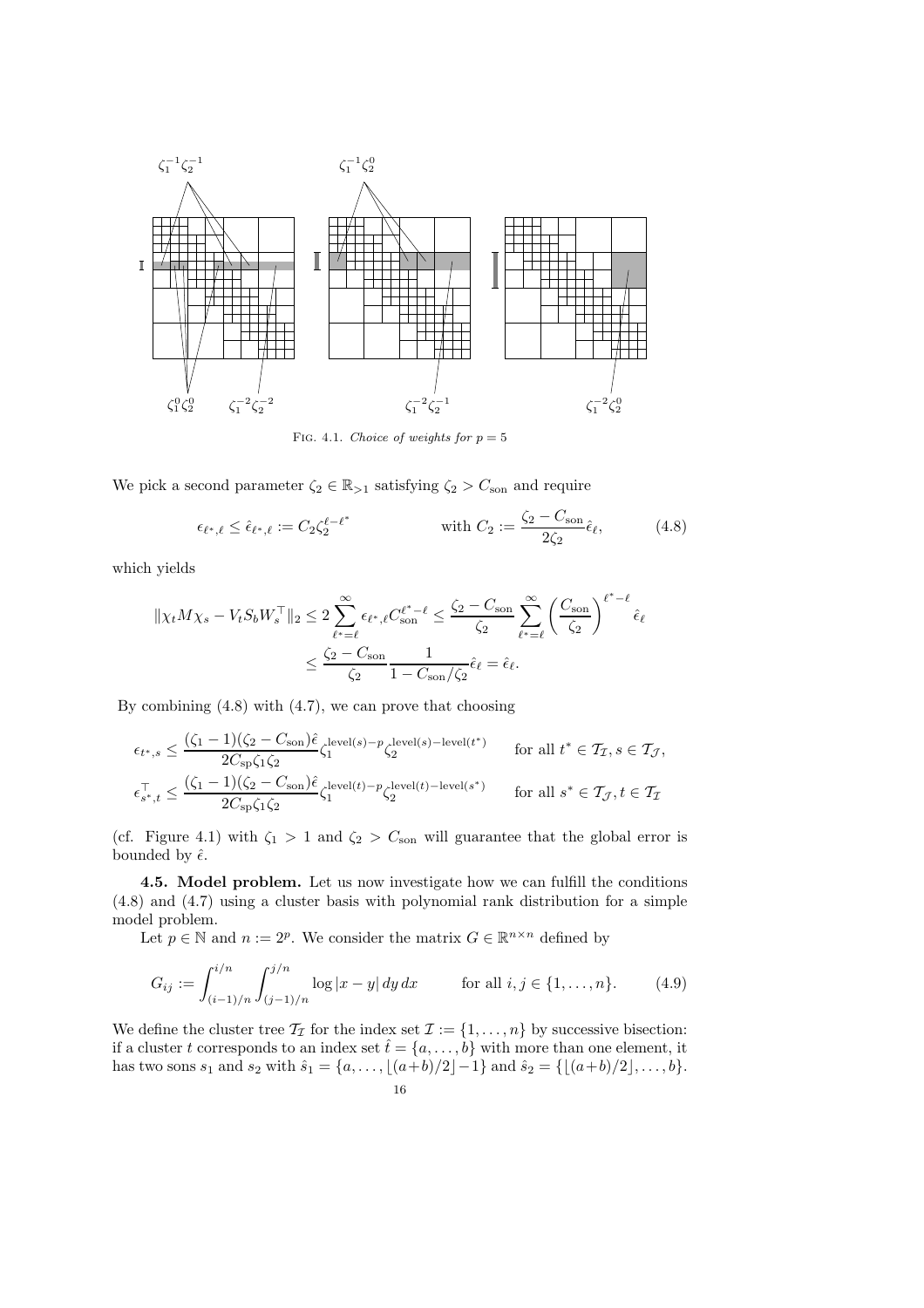$\zeta_1^{-1}\zeta_2^{-1}$

$\zeta_1^{-1}\zeta_2^{0}$

$\zeta_1^{0}\zeta_2^{0}$ $\zeta_1^{-2}\zeta_2^{-2}$ $\zeta_1^{-2}\zeta_2^{-1}$ $\zeta_1^{-2}\zeta_2^{0}$

FIG. 4.1. *Choice of weights for $p = 5$*

We pick a second parameter $\zeta_2 \in \mathbb{R}_{>1}$ satisfying $\zeta_2 > C_{\rm son}$ and require

$$\epsilon_{\ell^*,\ell} \le \hat{\epsilon}_{\ell^*,\ell} := C_2 \zeta_2^{\ell-\ell^*} \qquad \text{with } C_2 := \frac{\zeta_2 - C_{\rm son}}{2\zeta_2}\hat{\epsilon}_\ell, \tag{4.8}$$

which yields

$$\begin{aligned}\|\chi_t M \chi_s - V_t S_b W_s^\top\|_2 &\le 2\sum_{\ell^*=\ell}^{\infty} \epsilon_{\ell^*,\ell} C_{\rm son}^{\ell^*-\ell} \le \frac{\zeta_2 - C_{\rm son}}{\zeta_2}\sum_{\ell^*=\ell}^{\infty}\left(\frac{C_{\rm son}}{\zeta_2}\right)^{\ell^*-\ell}\hat{\epsilon}_\ell \\ &\le \frac{\zeta_2 - C_{\rm son}}{\zeta_2}\frac{1}{1 - C_{\rm son}/\zeta_2}\hat{\epsilon}_\ell = \hat{\epsilon}_\ell.\end{aligned}$$

By combining (4.8) with (4.7), we can prove that choosing

$$\begin{aligned}\epsilon_{t^*,s} &\le \frac{(\zeta_1 - 1)(\zeta_2 - C_{\rm son})\hat{\epsilon}}{2C_{\rm sp}\zeta_1\zeta_2}\zeta_1^{\mathrm{level}(s)-p}\zeta_2^{\mathrm{level}(s)-\mathrm{level}(t^*)} && \text{for all } t^* \in \mathcal{T}_{\mathcal{I}}, s \in \mathcal{T}_{\mathcal{J}}, \\ \epsilon_{s^*,t}^\top &\le \frac{(\zeta_1 - 1)(\zeta_2 - C_{\rm son})\hat{\epsilon}}{2C_{\rm sp}\zeta_1\zeta_2}\zeta_1^{\mathrm{level}(t)-p}\zeta_2^{\mathrm{level}(t)-\mathrm{level}(s^*)} && \text{for all } s^* \in \mathcal{T}_{\mathcal{J}}, t \in \mathcal{T}_{\mathcal{I}}\end{aligned}$$

(cf. Figure 4.1) with $\zeta_1 > 1$ and $\zeta_2 > C_{\rm son}$ will guarantee that the global error is bounded by $\hat{\epsilon}$.

**4.5. Model problem.** Let us now investigate how we can fulfill the conditions (4.8) and (4.7) using a cluster basis with polynomial rank distribution for a simple model problem.

Let $p \in \mathbb{N}$ and $n := 2^p$. We consider the matrix $G \in \mathbb{R}^{n\times n}$ defined by

$$G_{ij} := \int_{(i-1)/n}^{i/n}\int_{(j-1)/n}^{j/n} \log|x - y|\,dy\,dx \qquad \text{for all } i, j \in \{1, \ldots, n\}. \tag{4.9}$$

We define the cluster tree $\mathcal{T}_{\mathcal{I}}$ for the index set $\mathcal{I} := \{1, \ldots, n\}$ by successive bisection: if a cluster $t$ corresponds to an index set $\hat{t} = \{a, \ldots, b\}$ with more than one element, it has two sons $s_1$ and $s_2$ with $\hat{s}_1 = \{a, \ldots, \lfloor (a+b)/2\rfloor - 1\}$ and $\hat{s}_2 = \{\lfloor (a+b)/2\rfloor, \ldots, b\}$.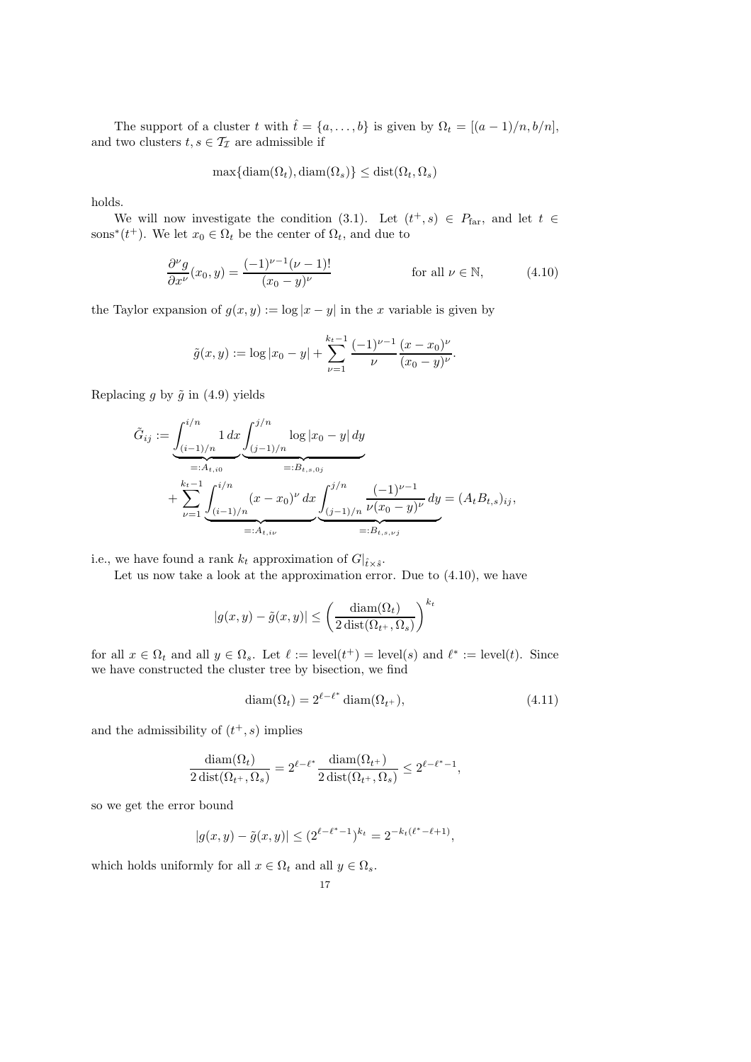The support of a cluster $t$ with $\hat{t} = \{a, \dots, b\}$ is given by $\Omega_t = [(a-1)/n, b/n]$, and two clusters $t, s \in \mathcal{T}_\mathcal{I}$ are admissible if

$$\max\{\operatorname{diam}(\Omega_t), \operatorname{diam}(\Omega_s)\} \le \operatorname{dist}(\Omega_t, \Omega_s)$$

holds.

We will now investigate the condition (3.1). Let $(t^+, s) \in P_{\text{far}}$, and let $t \in \operatorname{sons}^*(t^+)$. We let $x_0 \in \Omega_t$ be the center of $\Omega_t$, and due to

$$\frac{\partial^\nu g}{\partial x^\nu}(x_0, y) = \frac{(-1)^{\nu-1}(\nu-1)!}{(x_0 - y)^\nu} \qquad \text{for all } \nu \in \mathbb{N}, \tag{4.10}$$

the Taylor expansion of $g(x, y) := \log|x - y|$ in the $x$ variable is given by

$$\tilde{g}(x, y) := \log|x_0 - y| + \sum_{\nu=1}^{k_t - 1} \frac{(-1)^{\nu-1}}{\nu} \frac{(x - x_0)^\nu}{(x_0 - y)^\nu}.$$

Replacing $g$ by $\tilde{g}$ in (4.9) yields

$$\begin{aligned}
\tilde{G}_{ij} := &\underbrace{\int_{(i-1)/n}^{i/n} 1 \, dx}_{=:A_{t,i0}} \underbrace{\int_{(j-1)/n}^{j/n} \log|x_0 - y| \, dy}_{=:B_{t,s,0j}} \\
&+ \sum_{\nu=1}^{k_t-1} \underbrace{\int_{(i-1)/n}^{i/n} (x - x_0)^\nu \, dx}_{=:A_{t,i\nu}} \underbrace{\int_{(j-1)/n}^{j/n} \frac{(-1)^{\nu-1}}{\nu (x_0 - y)^\nu} \, dy}_{=:B_{t,s,\nu j}} = (A_t B_{t,s})_{ij},
\end{aligned}$$

i.e., we have found a rank $k_t$ approximation of $G|_{\hat{t} \times \hat{s}}$.

Let us now take a look at the approximation error. Due to (4.10), we have

$$|g(x, y) - \tilde{g}(x, y)| \le \left( \frac{\operatorname{diam}(\Omega_t)}{2 \operatorname{dist}(\Omega_{t^+}, \Omega_s)} \right)^{k_t}$$

for all $x \in \Omega_t$ and all $y \in \Omega_s$. Let $\ell := \operatorname{level}(t^+) = \operatorname{level}(s)$ and $\ell^* := \operatorname{level}(t)$. Since we have constructed the cluster tree by bisection, we find

$$\operatorname{diam}(\Omega_t) = 2^{\ell - \ell^*} \operatorname{diam}(\Omega_{t^+}), \tag{4.11}$$

and the admissibility of $(t^+, s)$ implies

$$\frac{\operatorname{diam}(\Omega_t)}{2 \operatorname{dist}(\Omega_{t^+}, \Omega_s)} = 2^{\ell - \ell^*} \frac{\operatorname{diam}(\Omega_{t^+})}{2 \operatorname{dist}(\Omega_{t^+}, \Omega_s)} \le 2^{\ell - \ell^* - 1},$$

so we get the error bound

$$|g(x, y) - \tilde{g}(x, y)| \le (2^{\ell - \ell^* - 1})^{k_t} = 2^{-k_t(\ell^* - \ell + 1)},$$

which holds uniformly for all $x \in \Omega_t$ and all $y \in \Omega_s$.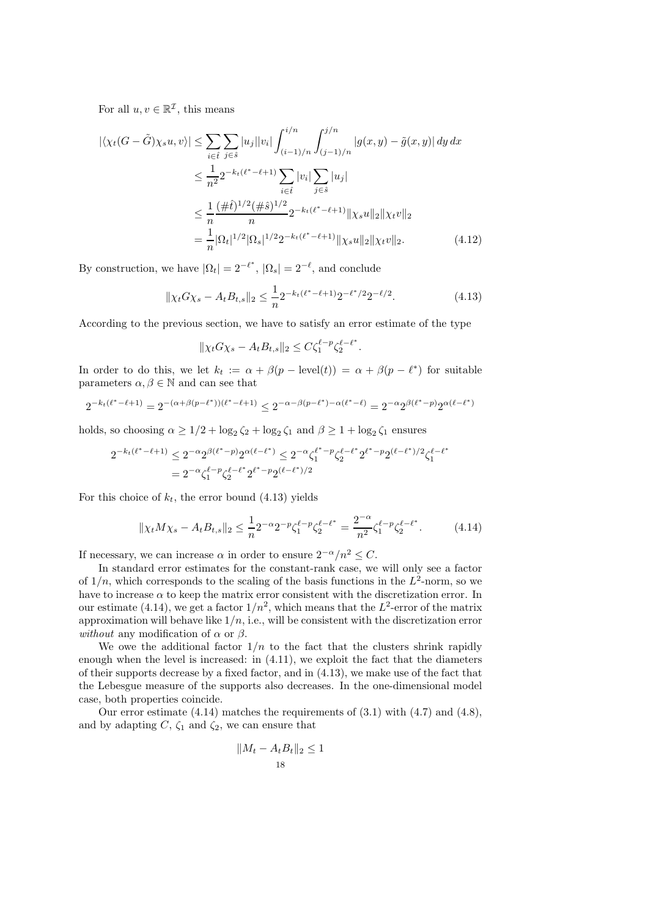For all $u, v \in \mathbb{R}^{\mathcal{I}}$, this means

$$
\begin{aligned}
|\langle \chi_t (G - \tilde{G}) \chi_s u, v \rangle| &\leq \sum_{i \in \hat{t}} \sum_{j \in \hat{s}} |u_j||v_i| \int_{(i-1)/n}^{i/n} \int_{(j-1)/n}^{j/n} |g(x,y) - \tilde{g}(x,y)| \, dy \, dx \\
&\leq \frac{1}{n^2} 2^{-k_t(\ell^* - \ell + 1)} \sum_{i \in \hat{t}} |v_i| \sum_{j \in \hat{s}} |u_j| \\
&\leq \frac{1}{n} \frac{(\#\hat{t})^{1/2} (\#\hat{s})^{1/2}}{n} 2^{-k_t(\ell^* - \ell + 1)} \|\chi_s u\|_2 \|\chi_t v\|_2 \\
&= \frac{1}{n} |\Omega_t|^{1/2} |\Omega_s|^{1/2} 2^{-k_t(\ell^* - \ell + 1)} \|\chi_s u\|_2 \|\chi_t v\|_2. \qquad (4.12)
\end{aligned}
$$

By construction, we have $|\Omega_t| = 2^{-\ell^*}$, $|\Omega_s| = 2^{-\ell}$, and conclude

$$
\|\chi_t G \chi_s - A_t B_{t,s}\|_2 \leq \frac{1}{n} 2^{-k_t(\ell^* - \ell + 1)} 2^{-\ell^*/2} 2^{-\ell/2}. \qquad (4.13)
$$

According to the previous section, we have to satisfy an error estimate of the type

$$
\|\chi_t G \chi_s - A_t B_{t,s}\|_2 \leq C \zeta_1^{\ell - p} \zeta_2^{\ell - \ell^*}.
$$

In order to do this, we let $k_t := \alpha + \beta(p - \mathrm{level}(t)) = \alpha + \beta(p - \ell^*)$ for suitable parameters $\alpha, \beta \in \mathbb{N}$ and can see that

$$
2^{-k_t(\ell^* - \ell + 1)} = 2^{-(\alpha + \beta(p - \ell^*))(\ell^* - \ell + 1)} \leq 2^{-\alpha - \beta(p - \ell^*) - \alpha(\ell^* - \ell)} = 2^{-\alpha} 2^{\beta(\ell^* - p)} 2^{\alpha(\ell - \ell^*)}
$$

holds, so choosing $\alpha \geq 1/2 + \log_2 \zeta_2 + \log_2 \zeta_1$ and $\beta \geq 1 + \log_2 \zeta_1$ ensures

$$
\begin{aligned}
2^{-k_t(\ell^* - \ell + 1)} &\leq 2^{-\alpha} 2^{\beta(\ell^* - p)} 2^{\alpha(\ell - \ell^*)} \leq 2^{-\alpha} \zeta_1^{\ell^* - p} \zeta_2^{\ell - \ell^*} 2^{\ell^* - p} 2^{(\ell - \ell^*)/2} \zeta_1^{\ell - \ell^*} \\
&= 2^{-\alpha} \zeta_1^{\ell - p} \zeta_2^{\ell - \ell^*} 2^{\ell^* - p} 2^{(\ell - \ell^*)/2}
\end{aligned}
$$

For this choice of $k_t$, the error bound (4.13) yields

$$
\|\chi_t M \chi_s - A_t B_{t,s}\|_2 \leq \frac{1}{n} 2^{-\alpha} 2^{-p} \zeta_1^{\ell - p} \zeta_2^{\ell - \ell^*} = \frac{2^{-\alpha}}{n^2} \zeta_1^{\ell - p} \zeta_2^{\ell - \ell^*}. \qquad (4.14)
$$

If necessary, we can increase $\alpha$ in order to ensure $2^{-\alpha}/n^2 \leq C$.

In standard error estimates for the constant-rank case, we will only see a factor of $1/n$, which corresponds to the scaling of the basis functions in the $L^2$-norm, so we have to increase $\alpha$ to keep the matrix error consistent with the discretization error. In our estimate (4.14), we get a factor $1/n^2$, which means that the $L^2$-error of the matrix approximation will behave like $1/n$, i.e., will be consistent with the discretization error *without* any modification of $\alpha$ or $\beta$.

We owe the additional factor $1/n$ to the fact that the clusters shrink rapidly enough when the level is increased: in (4.11), we exploit the fact that the diameters of their supports decrease by a fixed factor, and in (4.13), we make use of the fact that the Lebesgue measure of the supports also decreases. In the one-dimensional model case, both properties coincide.

Our error estimate (4.14) matches the requirements of (3.1) with (4.7) and (4.8), and by adapting $C$, $\zeta_1$ and $\zeta_2$, we can ensure that

$$
\|M_t - A_t B_t\|_2 \leq 1
$$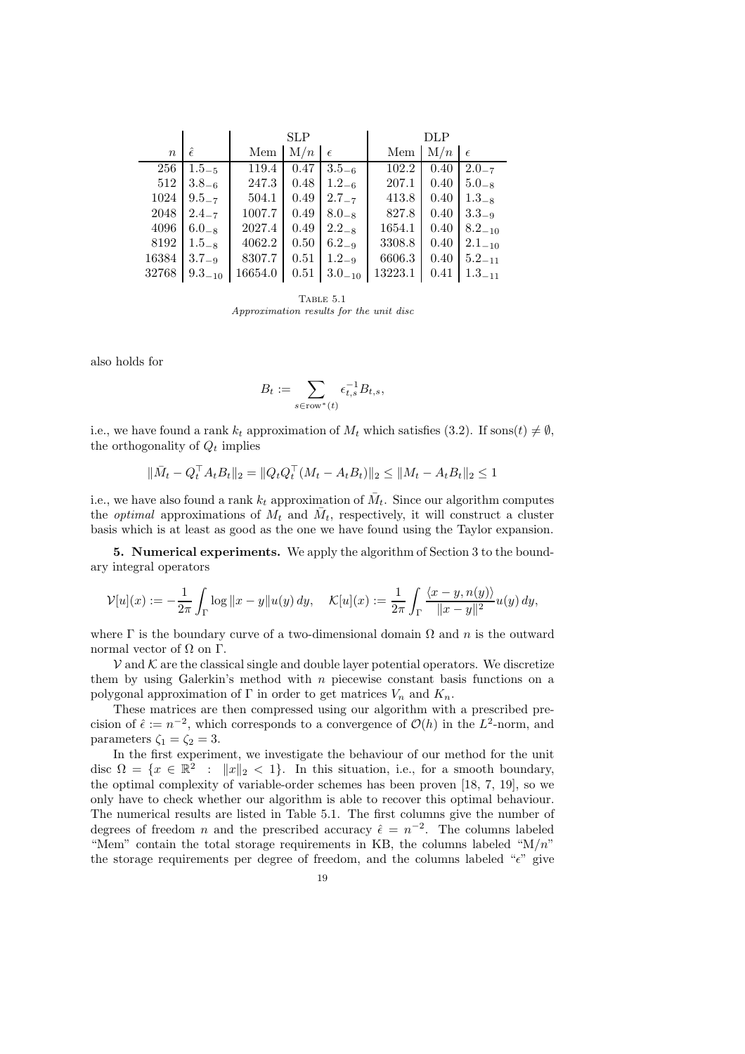| | | SLP | | | DLP | | |
|---|---|---|---|---|---|---|---|
| $n$ | $\hat{\epsilon}$ | Mem | M/$n$ | $\epsilon$ | Mem | M/$n$ | $\epsilon$ |
| 256 | $1.5_{-5}$ | 119.4 | 0.47 | $3.5_{-6}$ | 102.2 | 0.40 | $2.0_{-7}$ |
| 512 | $3.8_{-6}$ | 247.3 | 0.48 | $1.2_{-6}$ | 207.1 | 0.40 | $5.0_{-8}$ |
| 1024 | $9.5_{-7}$ | 504.1 | 0.49 | $2.7_{-7}$ | 413.8 | 0.40 | $1.3_{-8}$ |
| 2048 | $2.4_{-7}$ | 1007.7 | 0.49 | $8.0_{-8}$ | 827.8 | 0.40 | $3.3_{-9}$ |
| 4096 | $6.0_{-8}$ | 2027.4 | 0.49 | $2.2_{-8}$ | 1654.1 | 0.40 | $8.2_{-10}$ |
| 8192 | $1.5_{-8}$ | 4062.2 | 0.50 | $6.2_{-9}$ | 3308.8 | 0.40 | $2.1_{-10}$ |
| 16384 | $3.7_{-9}$ | 8307.7 | 0.51 | $1.2_{-9}$ | 6606.3 | 0.40 | $5.2_{-11}$ |
| 32768 | $9.3_{-10}$ | 16654.0 | 0.51 | $3.0_{-10}$ | 13223.1 | 0.41 | $1.3_{-11}$ |

TABLE 5.1
*Approximation results for the unit disc*

also holds for

$$B_t := \sum_{s \in \mathrm{row}^*(t)} \epsilon_{t,s}^{-1} B_{t,s},$$

i.e., we have found a rank $k_t$ approximation of $M_t$ which satisfies (3.2). If $\mathrm{sons}(t) \neq \emptyset$, the orthogonality of $Q_t$ implies

$$\|\bar{M}_t - Q_t^\top A_t B_t\|_2 = \|Q_t Q_t^\top (M_t - A_t B_t)\|_2 \leq \|M_t - A_t B_t\|_2 \leq 1$$

i.e., we have also found a rank $k_t$ approximation of $\bar{M}_t$. Since our algorithm computes the *optimal* approximations of $M_t$ and $\bar{M}_t$, respectively, it will construct a cluster basis which is at least as good as the one we have found using the Taylor expansion.

**5. Numerical experiments.** We apply the algorithm of Section 3 to the boundary integral operators

$$\mathcal{V}[u](x) := -\frac{1}{2\pi} \int_\Gamma \log \|x - y\| u(y)\, dy, \quad \mathcal{K}[u](x) := \frac{1}{2\pi} \int_\Gamma \frac{\langle x - y, n(y) \rangle}{\|x - y\|^2} u(y)\, dy,$$

where $\Gamma$ is the boundary curve of a two-dimensional domain $\Omega$ and $n$ is the outward normal vector of $\Omega$ on $\Gamma$.

$\mathcal{V}$ and $\mathcal{K}$ are the classical single and double layer potential operators. We discretize them by using Galerkin's method with $n$ piecewise constant basis functions on a polygonal approximation of $\Gamma$ in order to get matrices $V_n$ and $K_n$.

These matrices are then compressed using our algorithm with a prescribed precision of $\hat{\epsilon} := n^{-2}$, which corresponds to a convergence of $\mathcal{O}(h)$ in the $L^2$-norm, and parameters $\zeta_1 = \zeta_2 = 3$.

In the first experiment, we investigate the behaviour of our method for the unit disc $\Omega = \{x \in \mathbb{R}^2 \ : \ \|x\|_2 < 1\}$. In this situation, i.e., for a smooth boundary, the optimal complexity of variable-order schemes has been proven [18, 7, 19], so we only have to check whether our algorithm is able to recover this optimal behaviour. The numerical results are listed in Table 5.1. The first columns give the number of degrees of freedom $n$ and the prescribed accuracy $\hat{\epsilon} = n^{-2}$. The columns labeled "Mem" contain the total storage requirements in KB, the columns labeled "M/$n$" the storage requirements per degree of freedom, and the columns labeled "$\epsilon$" give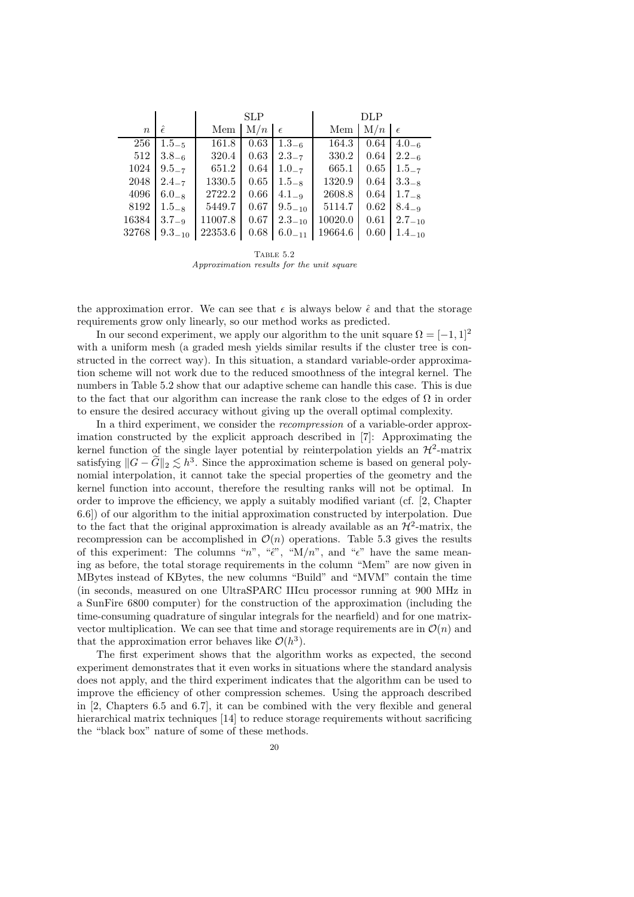| | | SLP | | | DLP | | |
|---|---|---|---|---|---|---|---|
| $n$ | $\hat{\epsilon}$ | Mem | M/$n$ | $\epsilon$ | Mem | M/$n$ | $\epsilon$ |
| 256 | $1.5_{-5}$ | 161.8 | 0.63 | $1.3_{-6}$ | 164.3 | 0.64 | $4.0_{-6}$ |
| 512 | $3.8_{-6}$ | 320.4 | 0.63 | $2.3_{-7}$ | 330.2 | 0.64 | $2.2_{-6}$ |
| 1024 | $9.5_{-7}$ | 651.2 | 0.64 | $1.0_{-7}$ | 665.1 | 0.65 | $1.5_{-7}$ |
| 2048 | $2.4_{-7}$ | 1330.5 | 0.65 | $1.5_{-8}$ | 1320.9 | 0.64 | $3.3_{-8}$ |
| 4096 | $6.0_{-8}$ | 2722.2 | 0.66 | $4.1_{-9}$ | 2608.8 | 0.64 | $1.7_{-8}$ |
| 8192 | $1.5_{-8}$ | 5449.7 | 0.67 | $9.5_{-10}$ | 5114.7 | 0.62 | $8.4_{-9}$ |
| 16384 | $3.7_{-9}$ | 11007.8 | 0.67 | $2.3_{-10}$ | 10020.0 | 0.61 | $2.7_{-10}$ |
| 32768 | $9.3_{-10}$ | 22353.6 | 0.68 | $6.0_{-11}$ | 19664.6 | 0.60 | $1.4_{-10}$ |

Table 5.2
*Approximation results for the unit square*

the approximation error. We can see that $\epsilon$ is always below $\hat{\epsilon}$ and that the storage requirements grow only linearly, so our method works as predicted.

In our second experiment, we apply our algorithm to the unit square $\Omega = [-1, 1]^2$ with a uniform mesh (a graded mesh yields similar results if the cluster tree is constructed in the correct way). In this situation, a standard variable-order approximation scheme will not work due to the reduced smoothness of the integral kernel. The numbers in Table 5.2 show that our adaptive scheme can handle this case. This is due to the fact that our algorithm can increase the rank close to the edges of $\Omega$ in order to ensure the desired accuracy without giving up the overall optimal complexity.

In a third experiment, we consider the *recompression* of a variable-order approximation constructed by the explicit approach described in [7]: Approximating the kernel function of the single layer potential by reinterpolation yields an $\mathcal{H}^2$-matrix satisfying $\|G - \widetilde{G}\|_2 \lesssim h^3$. Since the approximation scheme is based on general polynomial interpolation, it cannot take the special properties of the geometry and the kernel function into account, therefore the resulting ranks will not be optimal. In order to improve the efficiency, we apply a suitably modified variant (cf. [2, Chapter 6.6]) of our algorithm to the initial approximation constructed by interpolation. Due to the fact that the original approximation is already available as an $\mathcal{H}^2$-matrix, the recompression can be accomplished in $\mathcal{O}(n)$ operations. Table 5.3 gives the results of this experiment: The columns "$n$", "$\hat{\epsilon}$", "M/$n$", and "$\epsilon$" have the same meaning as before, the total storage requirements in the column "Mem" are now given in MBytes instead of KBytes, the new columns "Build" and "MVM" contain the time (in seconds, measured on one UltraSPARC IIIcu processor running at 900 MHz in a SunFire 6800 computer) for the construction of the approximation (including the time-consuming quadrature of singular integrals for the nearfield) and for one matrix-vector multiplication. We can see that time and storage requirements are in $\mathcal{O}(n)$ and that the approximation error behaves like $\mathcal{O}(h^3)$.

The first experiment shows that the algorithm works as expected, the second experiment demonstrates that it even works in situations where the standard analysis does not apply, and the third experiment indicates that the algorithm can be used to improve the efficiency of other compression schemes. Using the approach described in [2, Chapters 6.5 and 6.7], it can be combined with the very flexible and general hierarchical matrix techniques [14] to reduce storage requirements without sacrificing the "black box" nature of some of these methods.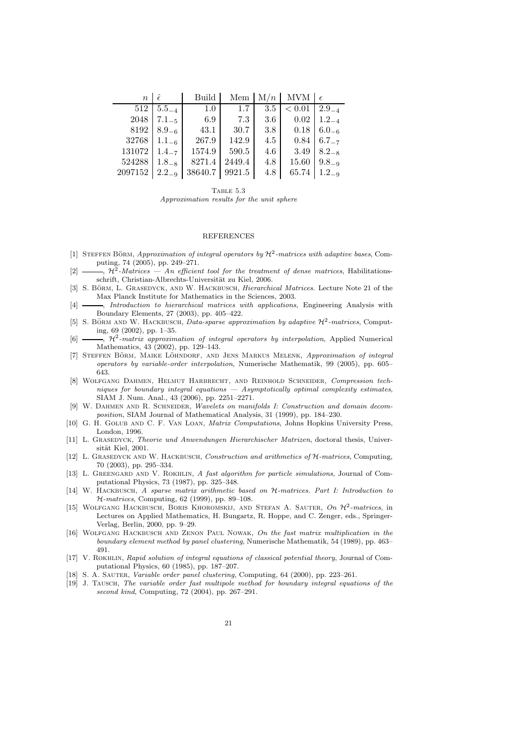| $n$ | $\hat{\epsilon}$ | Build | Mem | M/$n$ | MVM | $\epsilon$ |
|---|---|---|---|---|---|---|
| 512 | $5.5_{-4}$ | 1.0 | 1.7 | 3.5 | $< 0.01$ | $2.9_{-4}$ |
| 2048 | $7.1_{-5}$ | 6.9 | 7.3 | 3.6 | 0.02 | $1.2_{-4}$ |
| 8192 | $8.9_{-6}$ | 43.1 | 30.7 | 3.8 | 0.18 | $6.0_{-6}$ |
| 32768 | $1.1_{-6}$ | 267.9 | 142.9 | 4.5 | 0.84 | $6.7_{-7}$ |
| 131072 | $1.4_{-7}$ | 1574.9 | 590.5 | 4.6 | 3.49 | $8.2_{-8}$ |
| 524288 | $1.8_{-8}$ | 8271.4 | 2449.4 | 4.8 | 15.60 | $9.8_{-9}$ |
| 2097152 | $2.2_{-9}$ | 38640.7 | 9921.5 | 4.8 | 65.74 | $1.2_{-9}$ |

Table 5.3
*Approximation results for the unit sphere*

## REFERENCES

[1] Steffen Börm, *Approximation of integral operators by $\mathcal{H}^2$-matrices with adaptive bases*, Computing, 74 (2005), pp. 249–271.

[2] ———, *$\mathcal{H}^2$-Matrices — An efficient tool for the treatment of dense matrices*, Habilitationsschrift, Christian-Albrechts-Universität zu Kiel, 2006.

[3] S. Börm, L. Grasedyck, and W. Hackbusch, *Hierarchical Matrices*. Lecture Note 21 of the Max Planck Institute for Mathematics in the Sciences, 2003.

[4] ———, *Introduction to hierarchical matrices with applications*, Engineering Analysis with Boundary Elements, 27 (2003), pp. 405–422.

[5] S. Börm and W. Hackbusch, *Data-sparse approximation by adaptive $\mathcal{H}^2$-matrices*, Computing, 69 (2002), pp. 1–35.

[6] ———, *$\mathcal{H}^2$-matrix approximation of integral operators by interpolation*, Applied Numerical Mathematics, 43 (2002), pp. 129–143.

[7] Steffen Börm, Maike Löhndorf, and Jens Markus Melenk, *Approximation of integral operators by variable-order interpolation*, Numerische Mathematik, 99 (2005), pp. 605–643.

[8] Wolfgang Dahmen, Helmut Harbrecht, and Reinhold Schneider, *Compression techniques for boundary integral equations — Asymptotically optimal complexity estimates*, SIAM J. Num. Anal., 43 (2006), pp. 2251–2271.

[9] W. Dahmen and R. Schneider, *Wavelets on manifolds I: Construction and domain decomposition*, SIAM Journal of Mathematical Analysis, 31 (1999), pp. 184–230.

[10] G. H. Golub and C. F. Van Loan, *Matrix Computations*, Johns Hopkins University Press, London, 1996.

[11] L. Grasedyck, *Theorie und Anwendungen Hierarchischer Matrizen*, doctoral thesis, Universität Kiel, 2001.

[12] L. Grasedyck and W. Hackbusch, *Construction and arithmetics of $\mathcal{H}$-matrices*, Computing, 70 (2003), pp. 295–334.

[13] L. Greengard and V. Rokhlin, *A fast algorithm for particle simulations*, Journal of Computational Physics, 73 (1987), pp. 325–348.

[14] W. Hackbusch, *A sparse matrix arithmetic based on $\mathcal{H}$-matrices. Part I: Introduction to $\mathcal{H}$-matrices*, Computing, 62 (1999), pp. 89–108.

[15] Wolfgang Hackbusch, Boris Khoromskij, and Stefan A. Sauter, *On $\mathcal{H}^2$-matrices*, in Lectures on Applied Mathematics, H. Bungartz, R. Hoppe, and C. Zenger, eds., Springer-Verlag, Berlin, 2000, pp. 9–29.

[16] Wolfgang Hackbusch and Zenon Paul Nowak, *On the fast matrix multiplication in the boundary element method by panel clustering*, Numerische Mathematik, 54 (1989), pp. 463–491.

[17] V. Rokhlin, *Rapid solution of integral equations of classical potential theory*, Journal of Computational Physics, 60 (1985), pp. 187–207.

[18] S. A. Sauter, *Variable order panel clustering*, Computing, 64 (2000), pp. 223–261.

[19] J. Tausch, *The variable order fast multipole method for boundary integral equations of the second kind*, Computing, 72 (2004), pp. 267–291.